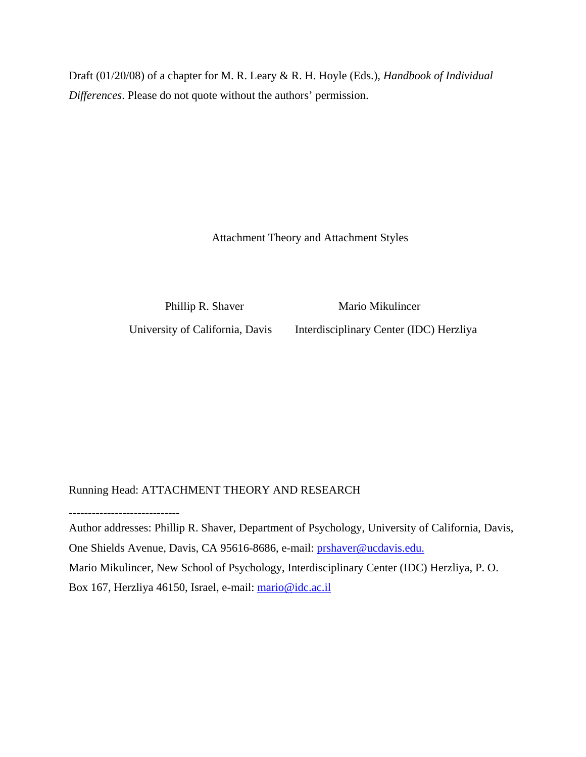Draft (01/20/08) of a chapter for M. R. Leary & R. H. Hoyle (Eds.), *Handbook of Individual Differences*. Please do not quote without the authors' permission.

# Attachment Theory and Attachment Styles

Phillip R. Shaver — University of California, Davis

Mario Mikulincer — Interdisciplinary Center (IDC) Herzliya

Running Head: ATTACHMENT THEORY AND RESEARCH

-----------------------------

Author addresses: Phillip R. Shaver, Department of Psychology, University of California, Davis, One Shields Avenue, Davis, CA 95616-8686, e-mail: prshaver@ucdavis.edu.

Mario Mikulincer, New School of Psychology, Interdisciplinary Center (IDC) Herzliya, P. O. Box 167, Herzliya 46150, Israel, e-mail: mario@idc.ac.il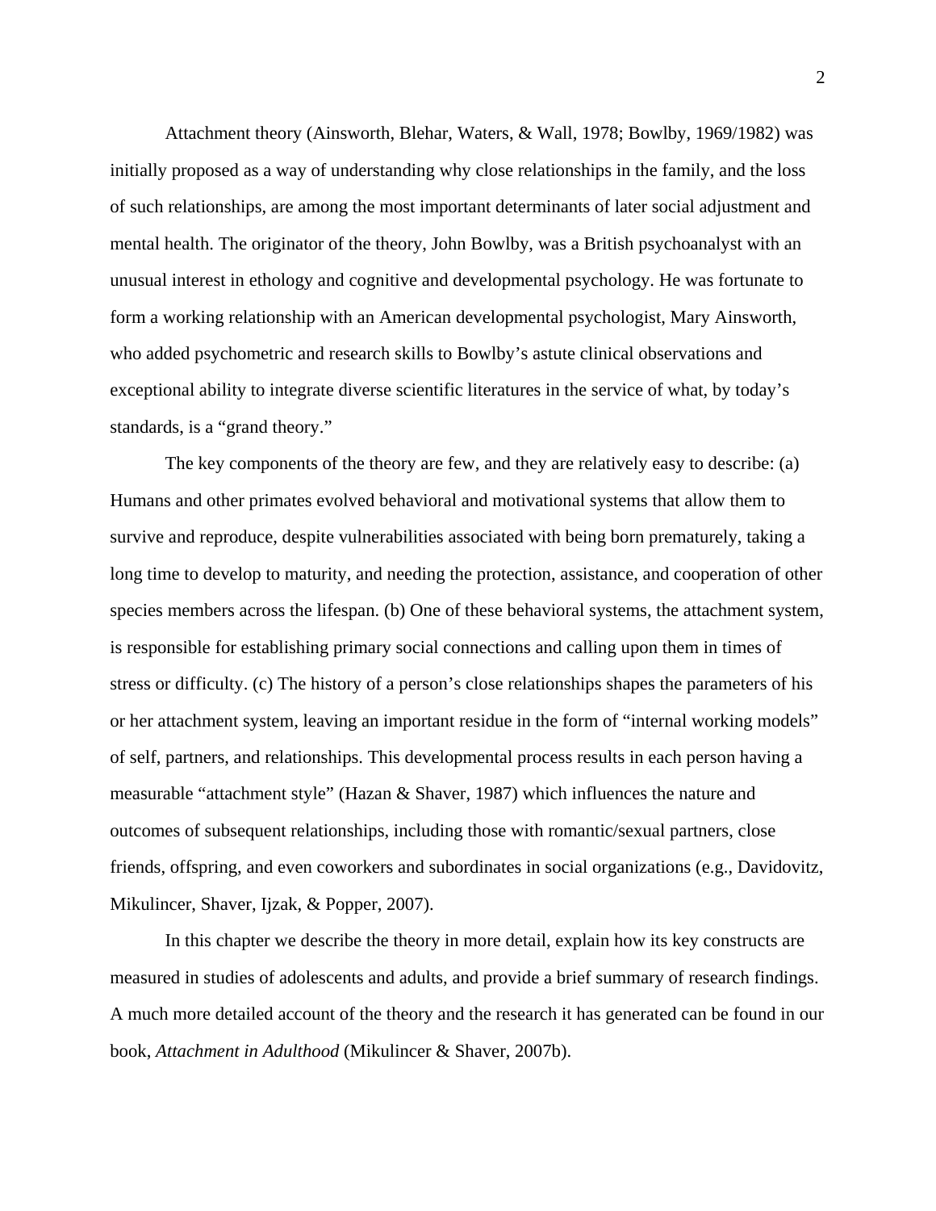Attachment theory (Ainsworth, Blehar, Waters, & Wall, 1978; Bowlby, 1969/1982) was initially proposed as a way of understanding why close relationships in the family, and the loss of such relationships, are among the most important determinants of later social adjustment and mental health. The originator of the theory, John Bowlby, was a British psychoanalyst with an unusual interest in ethology and cognitive and developmental psychology. He was fortunate to form a working relationship with an American developmental psychologist, Mary Ainsworth, who added psychometric and research skills to Bowlby's astute clinical observations and exceptional ability to integrate diverse scientific literatures in the service of what, by today's standards, is a "grand theory."

The key components of the theory are few, and they are relatively easy to describe: (a) Humans and other primates evolved behavioral and motivational systems that allow them to survive and reproduce, despite vulnerabilities associated with being born prematurely, taking a long time to develop to maturity, and needing the protection, assistance, and cooperation of other species members across the lifespan. (b) One of these behavioral systems, the attachment system, is responsible for establishing primary social connections and calling upon them in times of stress or difficulty. (c) The history of a person's close relationships shapes the parameters of his or her attachment system, leaving an important residue in the form of "internal working models" of self, partners, and relationships. This developmental process results in each person having a measurable "attachment style" (Hazan & Shaver, 1987) which influences the nature and outcomes of subsequent relationships, including those with romantic/sexual partners, close friends, offspring, and even coworkers and subordinates in social organizations (e.g., Davidovitz, Mikulincer, Shaver, Ijzak, & Popper, 2007).

In this chapter we describe the theory in more detail, explain how its key constructs are measured in studies of adolescents and adults, and provide a brief summary of research findings. A much more detailed account of the theory and the research it has generated can be found in our book, *Attachment in Adulthood* (Mikulincer & Shaver, 2007b).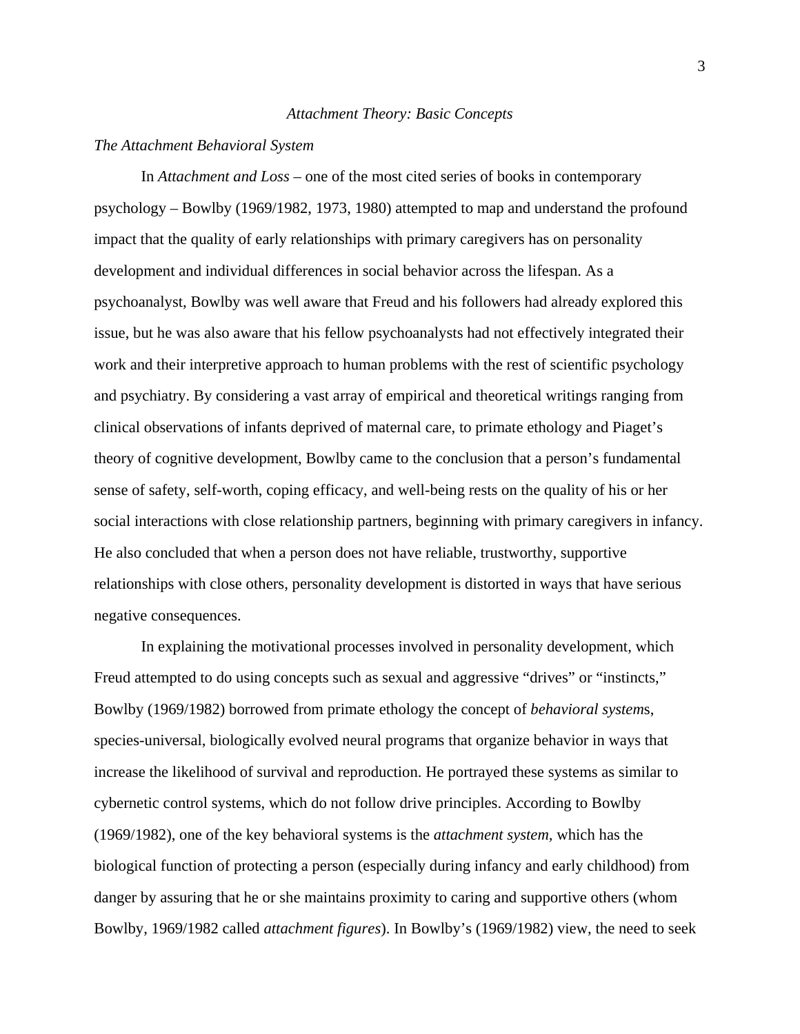*Attachment Theory: Basic Concepts*

*The Attachment Behavioral System*

In *Attachment and Loss* – one of the most cited series of books in contemporary psychology – Bowlby (1969/1982, 1973, 1980) attempted to map and understand the profound impact that the quality of early relationships with primary caregivers has on personality development and individual differences in social behavior across the lifespan. As a psychoanalyst, Bowlby was well aware that Freud and his followers had already explored this issue, but he was also aware that his fellow psychoanalysts had not effectively integrated their work and their interpretive approach to human problems with the rest of scientific psychology and psychiatry. By considering a vast array of empirical and theoretical writings ranging from clinical observations of infants deprived of maternal care, to primate ethology and Piaget's theory of cognitive development, Bowlby came to the conclusion that a person's fundamental sense of safety, self-worth, coping efficacy, and well-being rests on the quality of his or her social interactions with close relationship partners, beginning with primary caregivers in infancy. He also concluded that when a person does not have reliable, trustworthy, supportive relationships with close others, personality development is distorted in ways that have serious negative consequences.

In explaining the motivational processes involved in personality development, which Freud attempted to do using concepts such as sexual and aggressive "drives" or "instincts," Bowlby (1969/1982) borrowed from primate ethology the concept of *behavioral system*s, species-universal, biologically evolved neural programs that organize behavior in ways that increase the likelihood of survival and reproduction. He portrayed these systems as similar to cybernetic control systems, which do not follow drive principles. According to Bowlby (1969/1982), one of the key behavioral systems is the *attachment system*, which has the biological function of protecting a person (especially during infancy and early childhood) from danger by assuring that he or she maintains proximity to caring and supportive others (whom Bowlby, 1969/1982 called *attachment figures*). In Bowlby's (1969/1982) view, the need to seek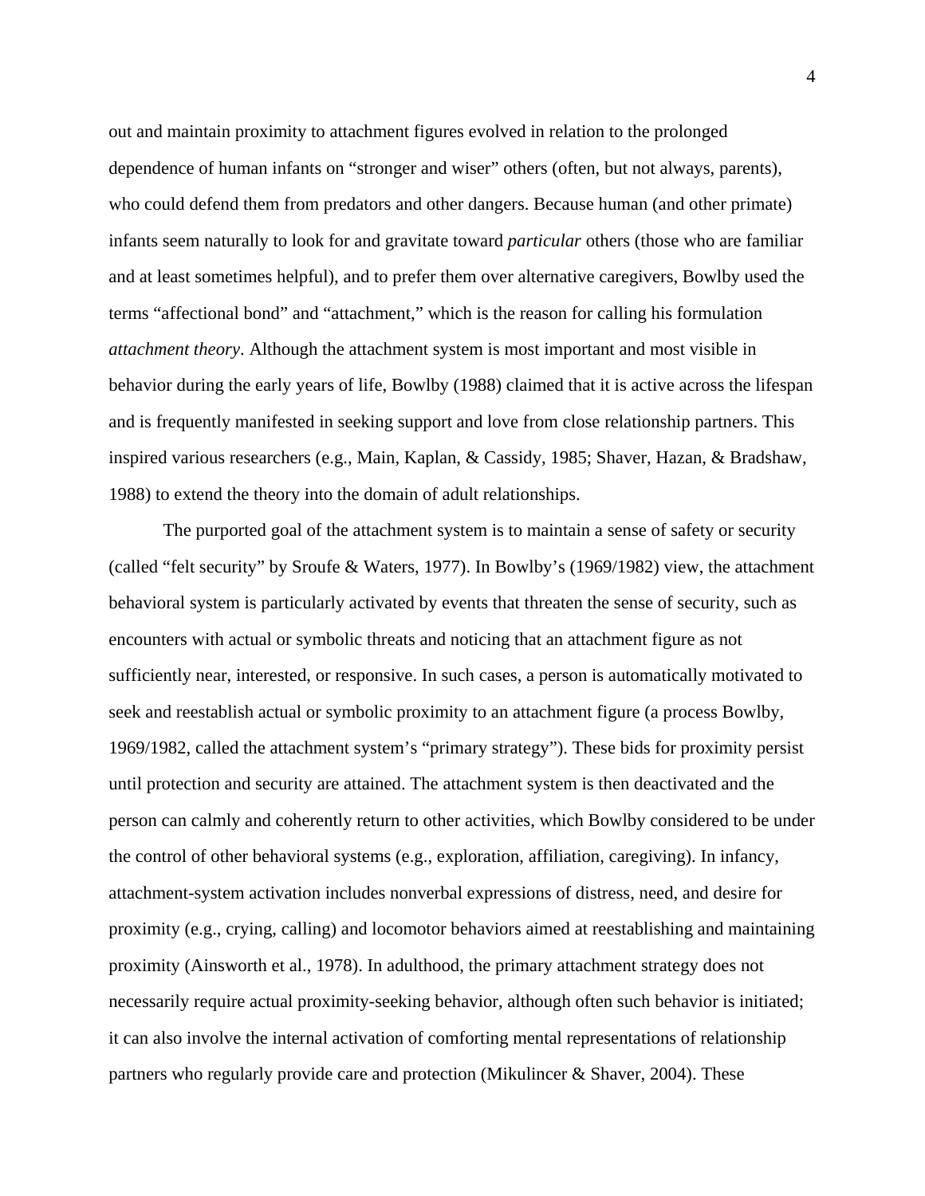out and maintain proximity to attachment figures evolved in relation to the prolonged dependence of human infants on "stronger and wiser" others (often, but not always, parents), who could defend them from predators and other dangers. Because human (and other primate) infants seem naturally to look for and gravitate toward *particular* others (those who are familiar and at least sometimes helpful), and to prefer them over alternative caregivers, Bowlby used the terms "affectional bond" and "attachment," which is the reason for calling his formulation *attachment theory*. Although the attachment system is most important and most visible in behavior during the early years of life, Bowlby (1988) claimed that it is active across the lifespan and is frequently manifested in seeking support and love from close relationship partners. This inspired various researchers (e.g., Main, Kaplan, & Cassidy, 1985; Shaver, Hazan, & Bradshaw, 1988) to extend the theory into the domain of adult relationships.

The purported goal of the attachment system is to maintain a sense of safety or security (called "felt security" by Sroufe & Waters, 1977). In Bowlby's (1969/1982) view, the attachment behavioral system is particularly activated by events that threaten the sense of security, such as encounters with actual or symbolic threats and noticing that an attachment figure as not sufficiently near, interested, or responsive. In such cases, a person is automatically motivated to seek and reestablish actual or symbolic proximity to an attachment figure (a process Bowlby, 1969/1982, called the attachment system's "primary strategy"). These bids for proximity persist until protection and security are attained. The attachment system is then deactivated and the person can calmly and coherently return to other activities, which Bowlby considered to be under the control of other behavioral systems (e.g., exploration, affiliation, caregiving). In infancy, attachment-system activation includes nonverbal expressions of distress, need, and desire for proximity (e.g., crying, calling) and locomotor behaviors aimed at reestablishing and maintaining proximity (Ainsworth et al., 1978). In adulthood, the primary attachment strategy does not necessarily require actual proximity-seeking behavior, although often such behavior is initiated; it can also involve the internal activation of comforting mental representations of relationship partners who regularly provide care and protection (Mikulincer & Shaver, 2004). These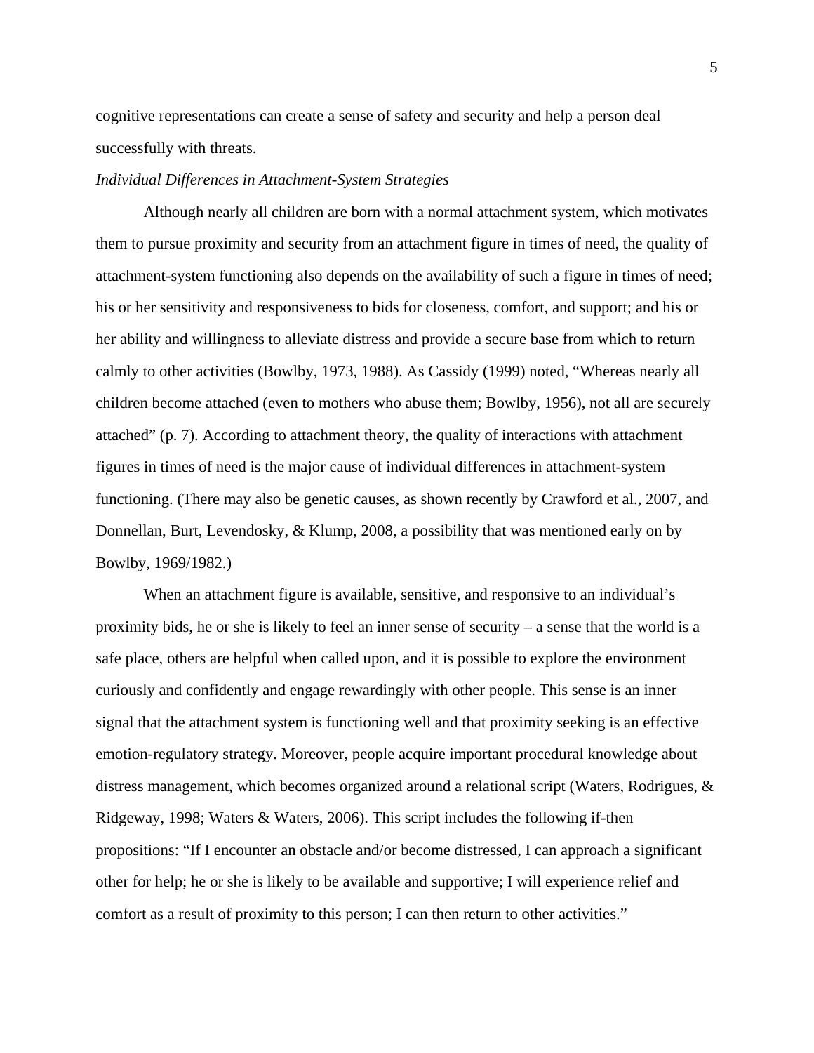cognitive representations can create a sense of safety and security and help a person deal successfully with threats.

*Individual Differences in Attachment-System Strategies*

Although nearly all children are born with a normal attachment system, which motivates them to pursue proximity and security from an attachment figure in times of need, the quality of attachment-system functioning also depends on the availability of such a figure in times of need; his or her sensitivity and responsiveness to bids for closeness, comfort, and support; and his or her ability and willingness to alleviate distress and provide a secure base from which to return calmly to other activities (Bowlby, 1973, 1988). As Cassidy (1999) noted, "Whereas nearly all children become attached (even to mothers who abuse them; Bowlby, 1956), not all are securely attached" (p. 7). According to attachment theory, the quality of interactions with attachment figures in times of need is the major cause of individual differences in attachment-system functioning. (There may also be genetic causes, as shown recently by Crawford et al., 2007, and Donnellan, Burt, Levendosky, & Klump, 2008, a possibility that was mentioned early on by Bowlby, 1969/1982.)

When an attachment figure is available, sensitive, and responsive to an individual's proximity bids, he or she is likely to feel an inner sense of security – a sense that the world is a safe place, others are helpful when called upon, and it is possible to explore the environment curiously and confidently and engage rewardingly with other people. This sense is an inner signal that the attachment system is functioning well and that proximity seeking is an effective emotion-regulatory strategy. Moreover, people acquire important procedural knowledge about distress management, which becomes organized around a relational script (Waters, Rodrigues, & Ridgeway, 1998; Waters & Waters, 2006). This script includes the following if-then propositions: "If I encounter an obstacle and/or become distressed, I can approach a significant other for help; he or she is likely to be available and supportive; I will experience relief and comfort as a result of proximity to this person; I can then return to other activities."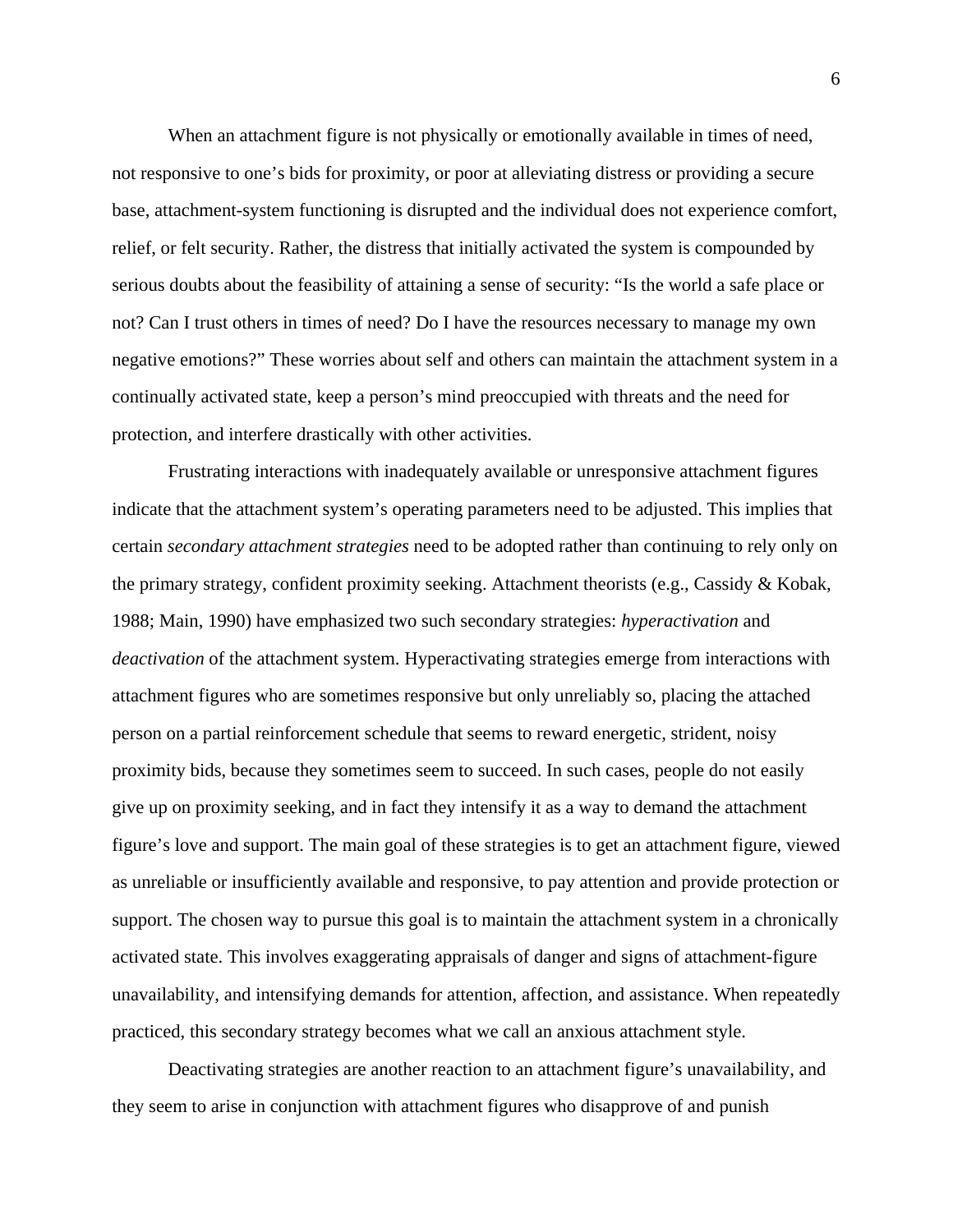When an attachment figure is not physically or emotionally available in times of need, not responsive to one's bids for proximity, or poor at alleviating distress or providing a secure base, attachment-system functioning is disrupted and the individual does not experience comfort, relief, or felt security. Rather, the distress that initially activated the system is compounded by serious doubts about the feasibility of attaining a sense of security: "Is the world a safe place or not? Can I trust others in times of need? Do I have the resources necessary to manage my own negative emotions?" These worries about self and others can maintain the attachment system in a continually activated state, keep a person's mind preoccupied with threats and the need for protection, and interfere drastically with other activities.

Frustrating interactions with inadequately available or unresponsive attachment figures indicate that the attachment system's operating parameters need to be adjusted. This implies that certain *secondary attachment strategies* need to be adopted rather than continuing to rely only on the primary strategy, confident proximity seeking. Attachment theorists (e.g., Cassidy & Kobak, 1988; Main, 1990) have emphasized two such secondary strategies: *hyperactivation* and *deactivation* of the attachment system. Hyperactivating strategies emerge from interactions with attachment figures who are sometimes responsive but only unreliably so, placing the attached person on a partial reinforcement schedule that seems to reward energetic, strident, noisy proximity bids, because they sometimes seem to succeed. In such cases, people do not easily give up on proximity seeking, and in fact they intensify it as a way to demand the attachment figure's love and support. The main goal of these strategies is to get an attachment figure, viewed as unreliable or insufficiently available and responsive, to pay attention and provide protection or support. The chosen way to pursue this goal is to maintain the attachment system in a chronically activated state. This involves exaggerating appraisals of danger and signs of attachment-figure unavailability, and intensifying demands for attention, affection, and assistance. When repeatedly practiced, this secondary strategy becomes what we call an anxious attachment style.

Deactivating strategies are another reaction to an attachment figure's unavailability, and they seem to arise in conjunction with attachment figures who disapprove of and punish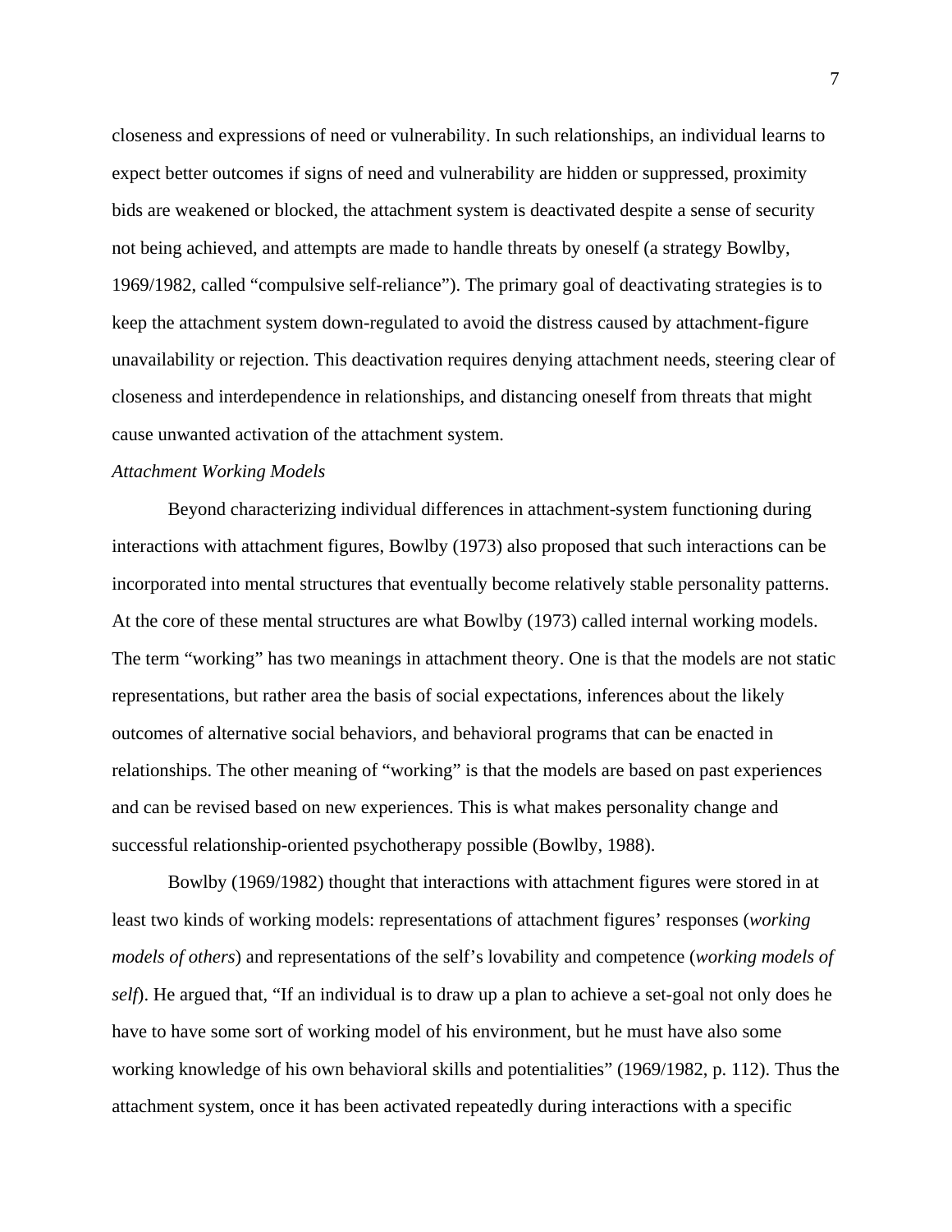closeness and expressions of need or vulnerability. In such relationships, an individual learns to expect better outcomes if signs of need and vulnerability are hidden or suppressed, proximity bids are weakened or blocked, the attachment system is deactivated despite a sense of security not being achieved, and attempts are made to handle threats by oneself (a strategy Bowlby, 1969/1982, called "compulsive self-reliance"). The primary goal of deactivating strategies is to keep the attachment system down-regulated to avoid the distress caused by attachment-figure unavailability or rejection. This deactivation requires denying attachment needs, steering clear of closeness and interdependence in relationships, and distancing oneself from threats that might cause unwanted activation of the attachment system.

*Attachment Working Models*

Beyond characterizing individual differences in attachment-system functioning during interactions with attachment figures, Bowlby (1973) also proposed that such interactions can be incorporated into mental structures that eventually become relatively stable personality patterns. At the core of these mental structures are what Bowlby (1973) called internal working models. The term "working" has two meanings in attachment theory. One is that the models are not static representations, but rather area the basis of social expectations, inferences about the likely outcomes of alternative social behaviors, and behavioral programs that can be enacted in relationships. The other meaning of "working" is that the models are based on past experiences and can be revised based on new experiences. This is what makes personality change and successful relationship-oriented psychotherapy possible (Bowlby, 1988).

Bowlby (1969/1982) thought that interactions with attachment figures were stored in at least two kinds of working models: representations of attachment figures' responses (*working models of others*) and representations of the self's lovability and competence (*working models of self*). He argued that, "If an individual is to draw up a plan to achieve a set-goal not only does he have to have some sort of working model of his environment, but he must have also some working knowledge of his own behavioral skills and potentialities" (1969/1982, p. 112). Thus the attachment system, once it has been activated repeatedly during interactions with a specific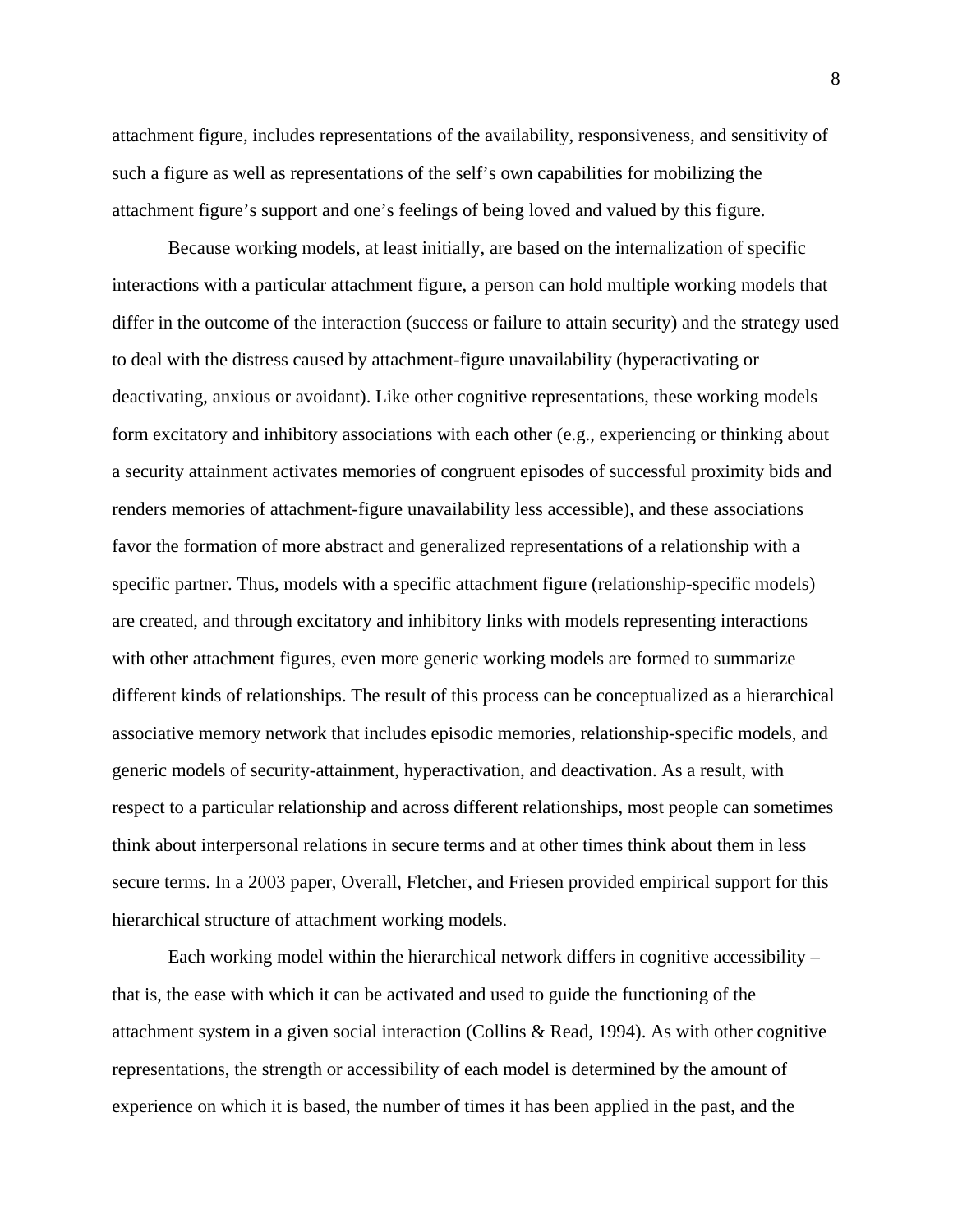attachment figure, includes representations of the availability, responsiveness, and sensitivity of such a figure as well as representations of the self's own capabilities for mobilizing the attachment figure's support and one's feelings of being loved and valued by this figure.

Because working models, at least initially, are based on the internalization of specific interactions with a particular attachment figure, a person can hold multiple working models that differ in the outcome of the interaction (success or failure to attain security) and the strategy used to deal with the distress caused by attachment-figure unavailability (hyperactivating or deactivating, anxious or avoidant). Like other cognitive representations, these working models form excitatory and inhibitory associations with each other (e.g., experiencing or thinking about a security attainment activates memories of congruent episodes of successful proximity bids and renders memories of attachment-figure unavailability less accessible), and these associations favor the formation of more abstract and generalized representations of a relationship with a specific partner. Thus, models with a specific attachment figure (relationship-specific models) are created, and through excitatory and inhibitory links with models representing interactions with other attachment figures, even more generic working models are formed to summarize different kinds of relationships. The result of this process can be conceptualized as a hierarchical associative memory network that includes episodic memories, relationship-specific models, and generic models of security-attainment, hyperactivation, and deactivation. As a result, with respect to a particular relationship and across different relationships, most people can sometimes think about interpersonal relations in secure terms and at other times think about them in less secure terms. In a 2003 paper, Overall, Fletcher, and Friesen provided empirical support for this hierarchical structure of attachment working models.

Each working model within the hierarchical network differs in cognitive accessibility – that is, the ease with which it can be activated and used to guide the functioning of the attachment system in a given social interaction (Collins & Read, 1994). As with other cognitive representations, the strength or accessibility of each model is determined by the amount of experience on which it is based, the number of times it has been applied in the past, and the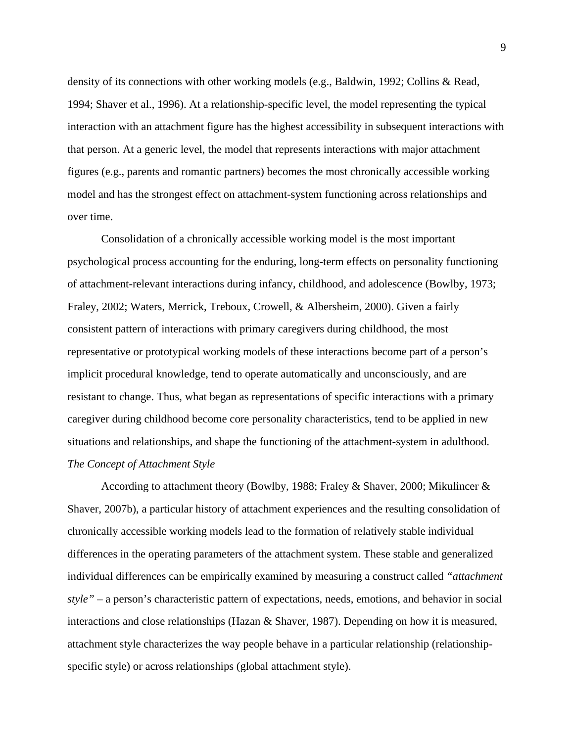density of its connections with other working models (e.g., Baldwin, 1992; Collins & Read, 1994; Shaver et al., 1996). At a relationship-specific level, the model representing the typical interaction with an attachment figure has the highest accessibility in subsequent interactions with that person. At a generic level, the model that represents interactions with major attachment figures (e.g., parents and romantic partners) becomes the most chronically accessible working model and has the strongest effect on attachment-system functioning across relationships and over time.

Consolidation of a chronically accessible working model is the most important psychological process accounting for the enduring, long-term effects on personality functioning of attachment-relevant interactions during infancy, childhood, and adolescence (Bowlby, 1973; Fraley, 2002; Waters, Merrick, Treboux, Crowell, & Albersheim, 2000). Given a fairly consistent pattern of interactions with primary caregivers during childhood, the most representative or prototypical working models of these interactions become part of a person's implicit procedural knowledge, tend to operate automatically and unconsciously, and are resistant to change. Thus, what began as representations of specific interactions with a primary caregiver during childhood become core personality characteristics, tend to be applied in new situations and relationships, and shape the functioning of the attachment-system in adulthood.

*The Concept of Attachment Style*

According to attachment theory (Bowlby, 1988; Fraley & Shaver, 2000; Mikulincer & Shaver, 2007b), a particular history of attachment experiences and the resulting consolidation of chronically accessible working models lead to the formation of relatively stable individual differences in the operating parameters of the attachment system. These stable and generalized individual differences can be empirically examined by measuring a construct called *"attachment style"* – a person's characteristic pattern of expectations, needs, emotions, and behavior in social interactions and close relationships (Hazan & Shaver, 1987). Depending on how it is measured, attachment style characterizes the way people behave in a particular relationship (relationship-specific style) or across relationships (global attachment style).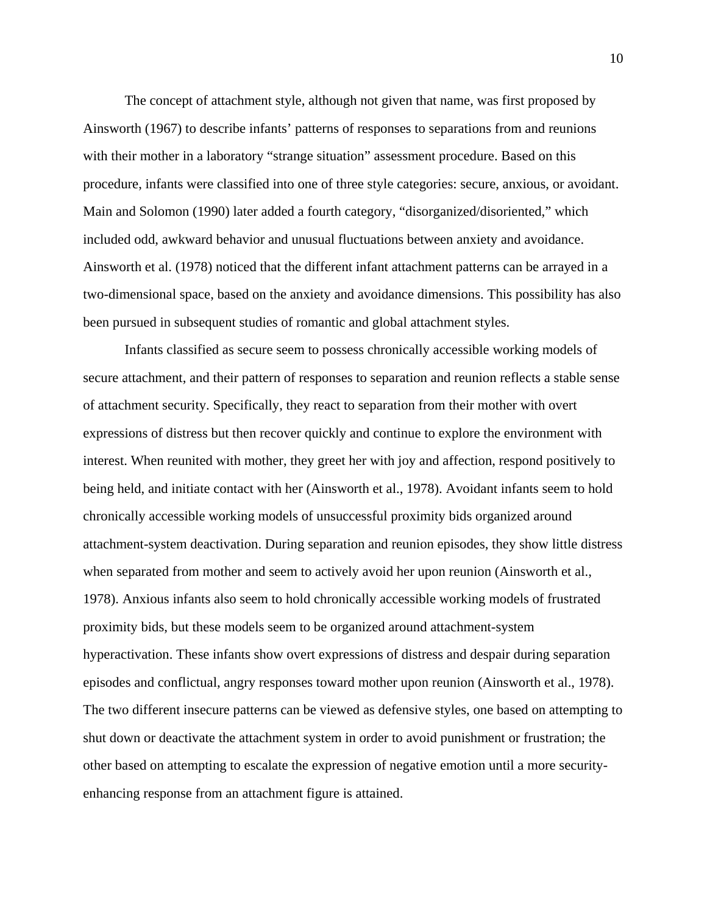The concept of attachment style, although not given that name, was first proposed by Ainsworth (1967) to describe infants' patterns of responses to separations from and reunions with their mother in a laboratory "strange situation" assessment procedure. Based on this procedure, infants were classified into one of three style categories: secure, anxious, or avoidant. Main and Solomon (1990) later added a fourth category, "disorganized/disoriented," which included odd, awkward behavior and unusual fluctuations between anxiety and avoidance. Ainsworth et al. (1978) noticed that the different infant attachment patterns can be arrayed in a two-dimensional space, based on the anxiety and avoidance dimensions. This possibility has also been pursued in subsequent studies of romantic and global attachment styles.

Infants classified as secure seem to possess chronically accessible working models of secure attachment, and their pattern of responses to separation and reunion reflects a stable sense of attachment security. Specifically, they react to separation from their mother with overt expressions of distress but then recover quickly and continue to explore the environment with interest. When reunited with mother, they greet her with joy and affection, respond positively to being held, and initiate contact with her (Ainsworth et al., 1978). Avoidant infants seem to hold chronically accessible working models of unsuccessful proximity bids organized around attachment-system deactivation. During separation and reunion episodes, they show little distress when separated from mother and seem to actively avoid her upon reunion (Ainsworth et al., 1978). Anxious infants also seem to hold chronically accessible working models of frustrated proximity bids, but these models seem to be organized around attachment-system hyperactivation. These infants show overt expressions of distress and despair during separation episodes and conflictual, angry responses toward mother upon reunion (Ainsworth et al., 1978). The two different insecure patterns can be viewed as defensive styles, one based on attempting to shut down or deactivate the attachment system in order to avoid punishment or frustration; the other based on attempting to escalate the expression of negative emotion until a more security-enhancing response from an attachment figure is attained.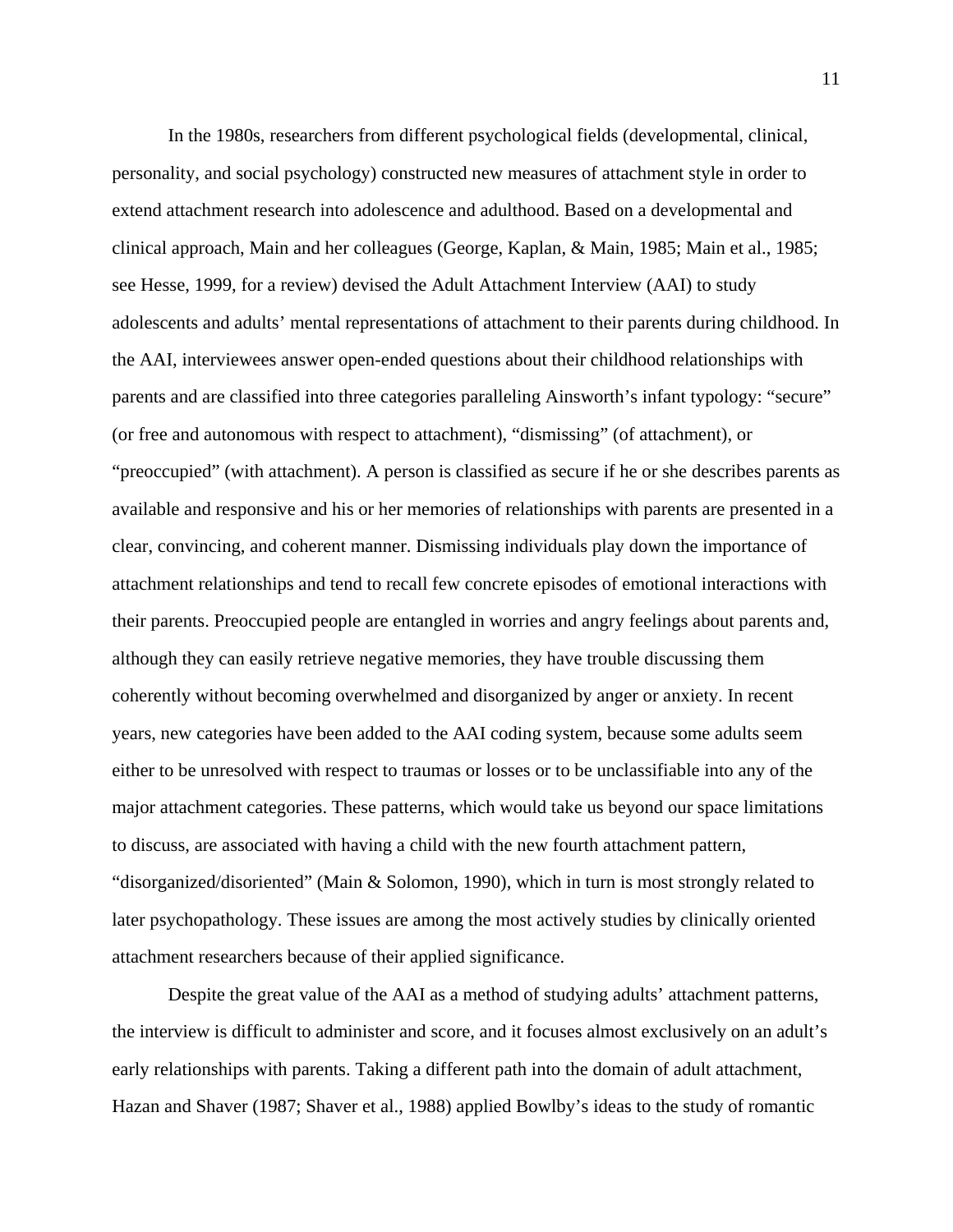In the 1980s, researchers from different psychological fields (developmental, clinical, personality, and social psychology) constructed new measures of attachment style in order to extend attachment research into adolescence and adulthood. Based on a developmental and clinical approach, Main and her colleagues (George, Kaplan, & Main, 1985; Main et al., 1985; see Hesse, 1999, for a review) devised the Adult Attachment Interview (AAI) to study adolescents and adults' mental representations of attachment to their parents during childhood. In the AAI, interviewees answer open-ended questions about their childhood relationships with parents and are classified into three categories paralleling Ainsworth's infant typology: "secure" (or free and autonomous with respect to attachment), "dismissing" (of attachment), or "preoccupied" (with attachment). A person is classified as secure if he or she describes parents as available and responsive and his or her memories of relationships with parents are presented in a clear, convincing, and coherent manner. Dismissing individuals play down the importance of attachment relationships and tend to recall few concrete episodes of emotional interactions with their parents. Preoccupied people are entangled in worries and angry feelings about parents and, although they can easily retrieve negative memories, they have trouble discussing them coherently without becoming overwhelmed and disorganized by anger or anxiety. In recent years, new categories have been added to the AAI coding system, because some adults seem either to be unresolved with respect to traumas or losses or to be unclassifiable into any of the major attachment categories. These patterns, which would take us beyond our space limitations to discuss, are associated with having a child with the new fourth attachment pattern, "disorganized/disoriented" (Main & Solomon, 1990), which in turn is most strongly related to later psychopathology. These issues are among the most actively studies by clinically oriented attachment researchers because of their applied significance.

Despite the great value of the AAI as a method of studying adults' attachment patterns, the interview is difficult to administer and score, and it focuses almost exclusively on an adult's early relationships with parents. Taking a different path into the domain of adult attachment, Hazan and Shaver (1987; Shaver et al., 1988) applied Bowlby's ideas to the study of romantic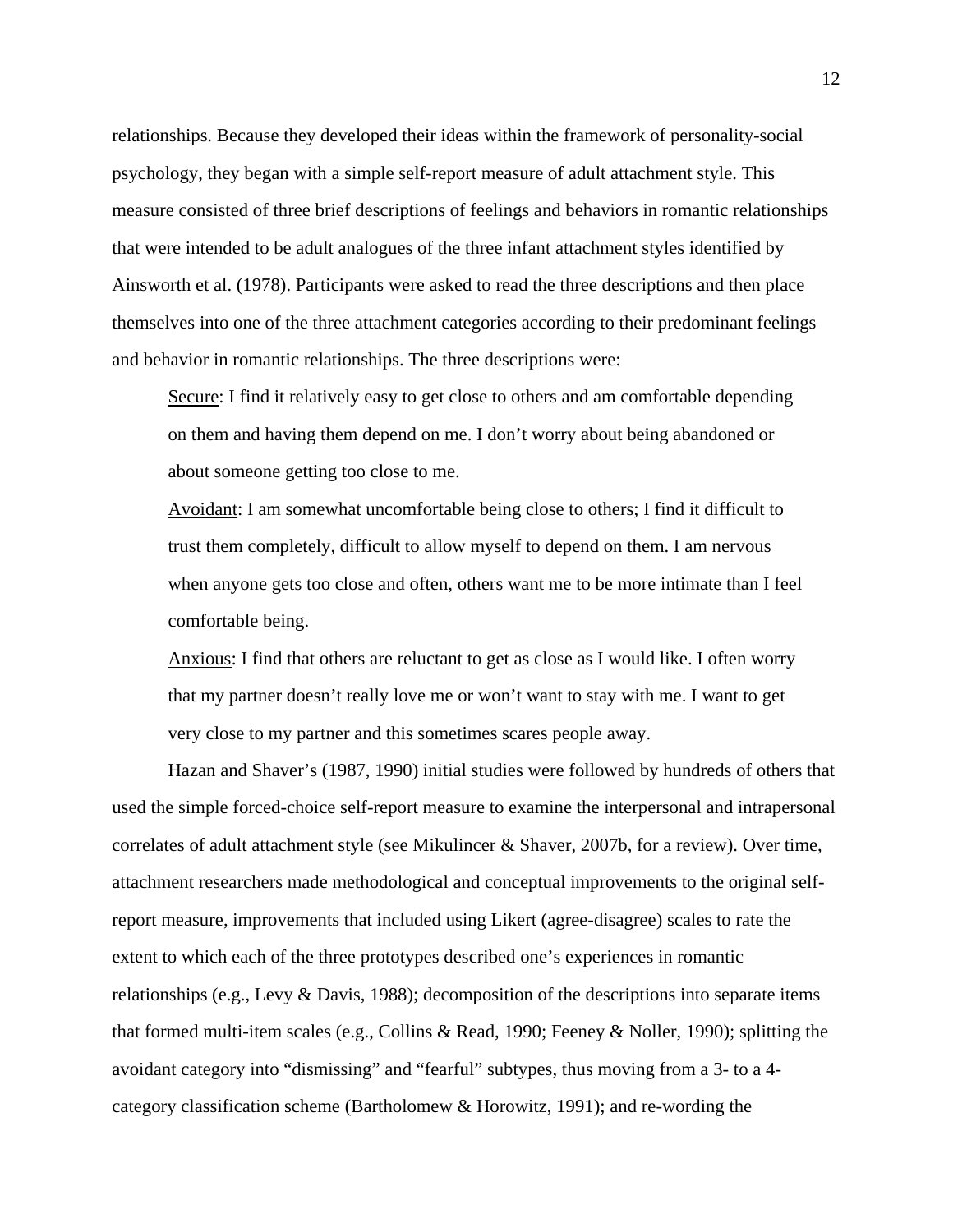relationships. Because they developed their ideas within the framework of personality-social psychology, they began with a simple self-report measure of adult attachment style. This measure consisted of three brief descriptions of feelings and behaviors in romantic relationships that were intended to be adult analogues of the three infant attachment styles identified by Ainsworth et al. (1978). Participants were asked to read the three descriptions and then place themselves into one of the three attachment categories according to their predominant feelings and behavior in romantic relationships. The three descriptions were:

> <u>Secure</u>: I find it relatively easy to get close to others and am comfortable depending on them and having them depend on me. I don't worry about being abandoned or about someone getting too close to me.
>
> <u>Avoidant</u>: I am somewhat uncomfortable being close to others; I find it difficult to trust them completely, difficult to allow myself to depend on them. I am nervous when anyone gets too close and often, others want me to be more intimate than I feel comfortable being.
>
> <u>Anxious</u>: I find that others are reluctant to get as close as I would like. I often worry that my partner doesn't really love me or won't want to stay with me. I want to get very close to my partner and this sometimes scares people away.

Hazan and Shaver's (1987, 1990) initial studies were followed by hundreds of others that used the simple forced-choice self-report measure to examine the interpersonal and intrapersonal correlates of adult attachment style (see Mikulincer & Shaver, 2007b, for a review). Over time, attachment researchers made methodological and conceptual improvements to the original self-report measure, improvements that included using Likert (agree-disagree) scales to rate the extent to which each of the three prototypes described one's experiences in romantic relationships (e.g., Levy & Davis, 1988); decomposition of the descriptions into separate items that formed multi-item scales (e.g., Collins & Read, 1990; Feeney & Noller, 1990); splitting the avoidant category into "dismissing" and "fearful" subtypes, thus moving from a 3- to a 4-category classification scheme (Bartholomew & Horowitz, 1991); and re-wording the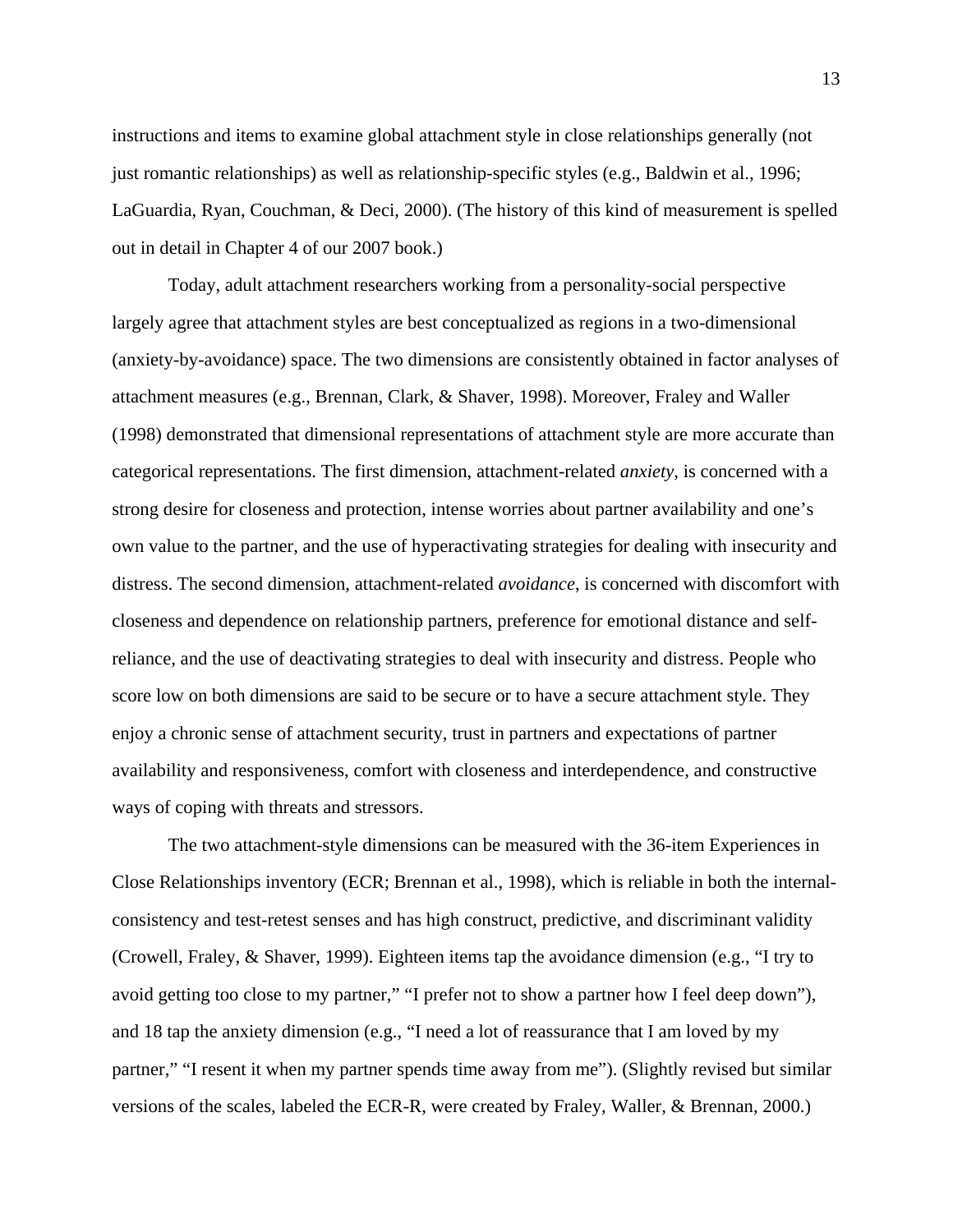instructions and items to examine global attachment style in close relationships generally (not just romantic relationships) as well as relationship-specific styles (e.g., Baldwin et al., 1996; LaGuardia, Ryan, Couchman, & Deci, 2000). (The history of this kind of measurement is spelled out in detail in Chapter 4 of our 2007 book.)

Today, adult attachment researchers working from a personality-social perspective largely agree that attachment styles are best conceptualized as regions in a two-dimensional (anxiety-by-avoidance) space. The two dimensions are consistently obtained in factor analyses of attachment measures (e.g., Brennan, Clark, & Shaver, 1998). Moreover, Fraley and Waller (1998) demonstrated that dimensional representations of attachment style are more accurate than categorical representations. The first dimension, attachment-related *anxiety*, is concerned with a strong desire for closeness and protection, intense worries about partner availability and one's own value to the partner, and the use of hyperactivating strategies for dealing with insecurity and distress. The second dimension, attachment-related *avoidance*, is concerned with discomfort with closeness and dependence on relationship partners, preference for emotional distance and self-reliance, and the use of deactivating strategies to deal with insecurity and distress. People who score low on both dimensions are said to be secure or to have a secure attachment style. They enjoy a chronic sense of attachment security, trust in partners and expectations of partner availability and responsiveness, comfort with closeness and interdependence, and constructive ways of coping with threats and stressors.

The two attachment-style dimensions can be measured with the 36-item Experiences in Close Relationships inventory (ECR; Brennan et al., 1998), which is reliable in both the internal-consistency and test-retest senses and has high construct, predictive, and discriminant validity (Crowell, Fraley, & Shaver, 1999). Eighteen items tap the avoidance dimension (e.g., "I try to avoid getting too close to my partner," "I prefer not to show a partner how I feel deep down"), and 18 tap the anxiety dimension (e.g., "I need a lot of reassurance that I am loved by my partner," "I resent it when my partner spends time away from me"). (Slightly revised but similar versions of the scales, labeled the ECR-R, were created by Fraley, Waller, & Brennan, 2000.)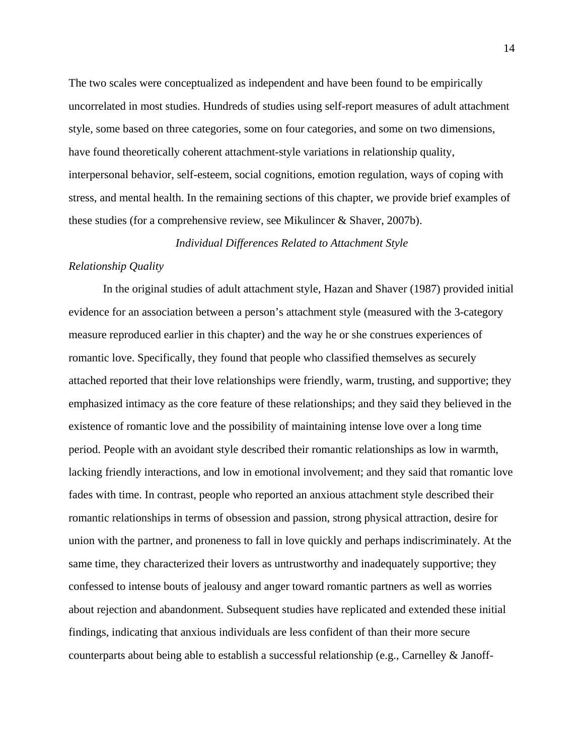The two scales were conceptualized as independent and have been found to be empirically uncorrelated in most studies. Hundreds of studies using self-report measures of adult attachment style, some based on three categories, some on four categories, and some on two dimensions, have found theoretically coherent attachment-style variations in relationship quality, interpersonal behavior, self-esteem, social cognitions, emotion regulation, ways of coping with stress, and mental health. In the remaining sections of this chapter, we provide brief examples of these studies (for a comprehensive review, see Mikulincer & Shaver, 2007b).

## *Individual Differences Related to Attachment Style*

### *Relationship Quality*

In the original studies of adult attachment style, Hazan and Shaver (1987) provided initial evidence for an association between a person's attachment style (measured with the 3-category measure reproduced earlier in this chapter) and the way he or she construes experiences of romantic love. Specifically, they found that people who classified themselves as securely attached reported that their love relationships were friendly, warm, trusting, and supportive; they emphasized intimacy as the core feature of these relationships; and they said they believed in the existence of romantic love and the possibility of maintaining intense love over a long time period. People with an avoidant style described their romantic relationships as low in warmth, lacking friendly interactions, and low in emotional involvement; and they said that romantic love fades with time. In contrast, people who reported an anxious attachment style described their romantic relationships in terms of obsession and passion, strong physical attraction, desire for union with the partner, and proneness to fall in love quickly and perhaps indiscriminately. At the same time, they characterized their lovers as untrustworthy and inadequately supportive; they confessed to intense bouts of jealousy and anger toward romantic partners as well as worries about rejection and abandonment. Subsequent studies have replicated and extended these initial findings, indicating that anxious individuals are less confident of than their more secure counterparts about being able to establish a successful relationship (e.g., Carnelley & Janoff-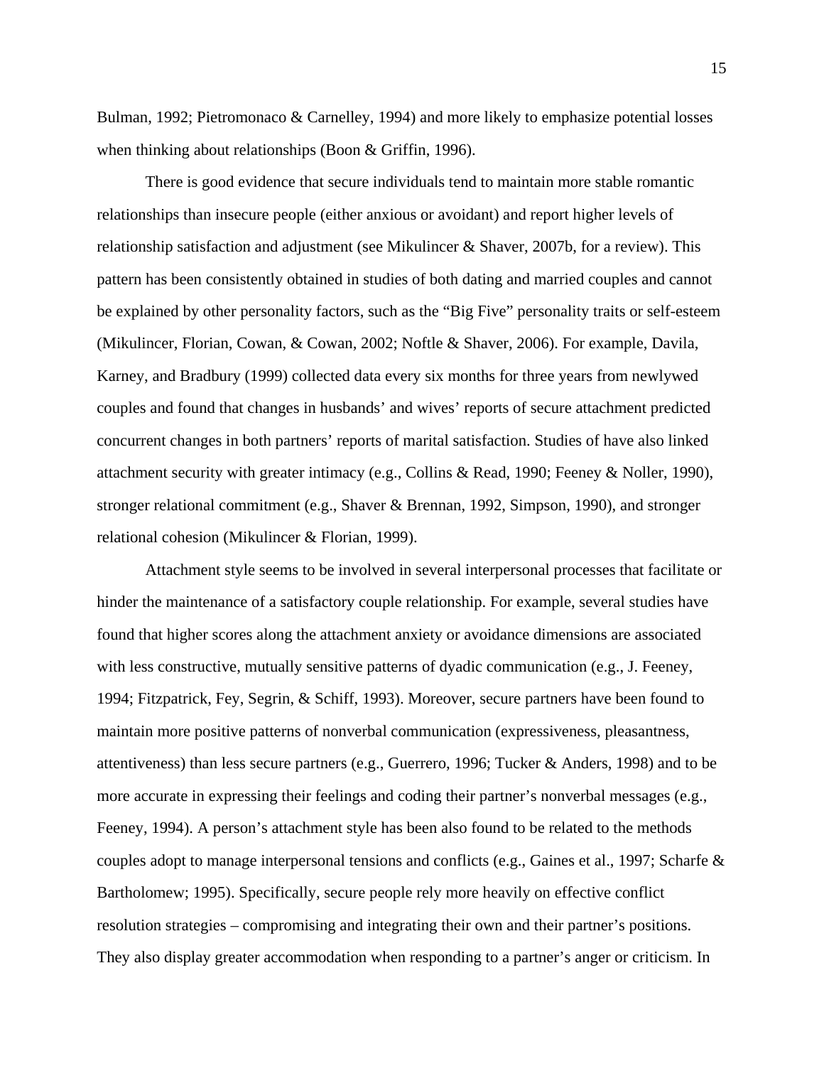Bulman, 1992; Pietromonaco & Carnelley, 1994) and more likely to emphasize potential losses when thinking about relationships (Boon & Griffin, 1996).

There is good evidence that secure individuals tend to maintain more stable romantic relationships than insecure people (either anxious or avoidant) and report higher levels of relationship satisfaction and adjustment (see Mikulincer & Shaver, 2007b, for a review). This pattern has been consistently obtained in studies of both dating and married couples and cannot be explained by other personality factors, such as the "Big Five" personality traits or self-esteem (Mikulincer, Florian, Cowan, & Cowan, 2002; Noftle & Shaver, 2006). For example, Davila, Karney, and Bradbury (1999) collected data every six months for three years from newlywed couples and found that changes in husbands' and wives' reports of secure attachment predicted concurrent changes in both partners' reports of marital satisfaction. Studies of have also linked attachment security with greater intimacy (e.g., Collins & Read, 1990; Feeney & Noller, 1990), stronger relational commitment (e.g., Shaver & Brennan, 1992, Simpson, 1990), and stronger relational cohesion (Mikulincer & Florian, 1999).

Attachment style seems to be involved in several interpersonal processes that facilitate or hinder the maintenance of a satisfactory couple relationship. For example, several studies have found that higher scores along the attachment anxiety or avoidance dimensions are associated with less constructive, mutually sensitive patterns of dyadic communication (e.g., J. Feeney, 1994; Fitzpatrick, Fey, Segrin, & Schiff, 1993). Moreover, secure partners have been found to maintain more positive patterns of nonverbal communication (expressiveness, pleasantness, attentiveness) than less secure partners (e.g., Guerrero, 1996; Tucker & Anders, 1998) and to be more accurate in expressing their feelings and coding their partner's nonverbal messages (e.g., Feeney, 1994). A person's attachment style has been also found to be related to the methods couples adopt to manage interpersonal tensions and conflicts (e.g., Gaines et al., 1997; Scharfe & Bartholomew; 1995). Specifically, secure people rely more heavily on effective conflict resolution strategies – compromising and integrating their own and their partner's positions. They also display greater accommodation when responding to a partner's anger or criticism. In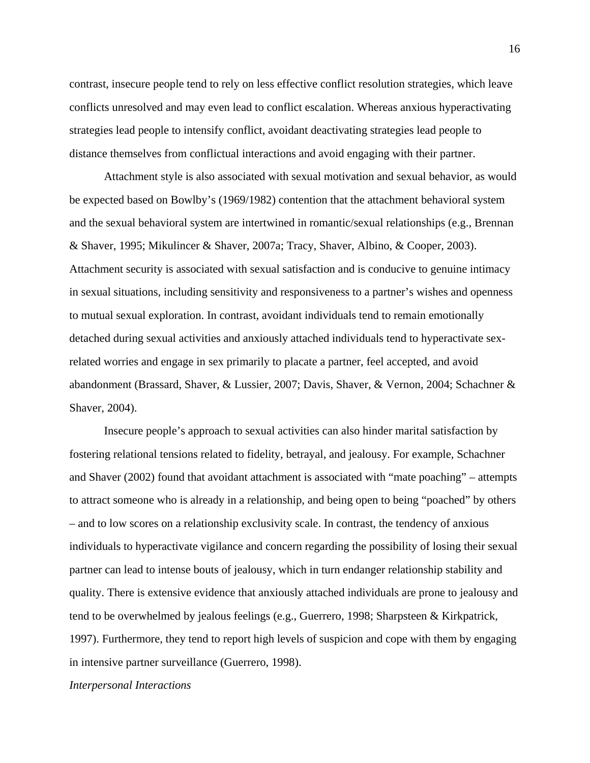contrast, insecure people tend to rely on less effective conflict resolution strategies, which leave conflicts unresolved and may even lead to conflict escalation. Whereas anxious hyperactivating strategies lead people to intensify conflict, avoidant deactivating strategies lead people to distance themselves from conflictual interactions and avoid engaging with their partner.

Attachment style is also associated with sexual motivation and sexual behavior, as would be expected based on Bowlby's (1969/1982) contention that the attachment behavioral system and the sexual behavioral system are intertwined in romantic/sexual relationships (e.g., Brennan & Shaver, 1995; Mikulincer & Shaver, 2007a; Tracy, Shaver, Albino, & Cooper, 2003). Attachment security is associated with sexual satisfaction and is conducive to genuine intimacy in sexual situations, including sensitivity and responsiveness to a partner's wishes and openness to mutual sexual exploration. In contrast, avoidant individuals tend to remain emotionally detached during sexual activities and anxiously attached individuals tend to hyperactivate sex-related worries and engage in sex primarily to placate a partner, feel accepted, and avoid abandonment (Brassard, Shaver, & Lussier, 2007; Davis, Shaver, & Vernon, 2004; Schachner & Shaver, 2004).

Insecure people's approach to sexual activities can also hinder marital satisfaction by fostering relational tensions related to fidelity, betrayal, and jealousy. For example, Schachner and Shaver (2002) found that avoidant attachment is associated with "mate poaching" – attempts to attract someone who is already in a relationship, and being open to being "poached" by others – and to low scores on a relationship exclusivity scale. In contrast, the tendency of anxious individuals to hyperactivate vigilance and concern regarding the possibility of losing their sexual partner can lead to intense bouts of jealousy, which in turn endanger relationship stability and quality. There is extensive evidence that anxiously attached individuals are prone to jealousy and tend to be overwhelmed by jealous feelings (e.g., Guerrero, 1998; Sharpsteen & Kirkpatrick, 1997). Furthermore, they tend to report high levels of suspicion and cope with them by engaging in intensive partner surveillance (Guerrero, 1998).

*Interpersonal Interactions*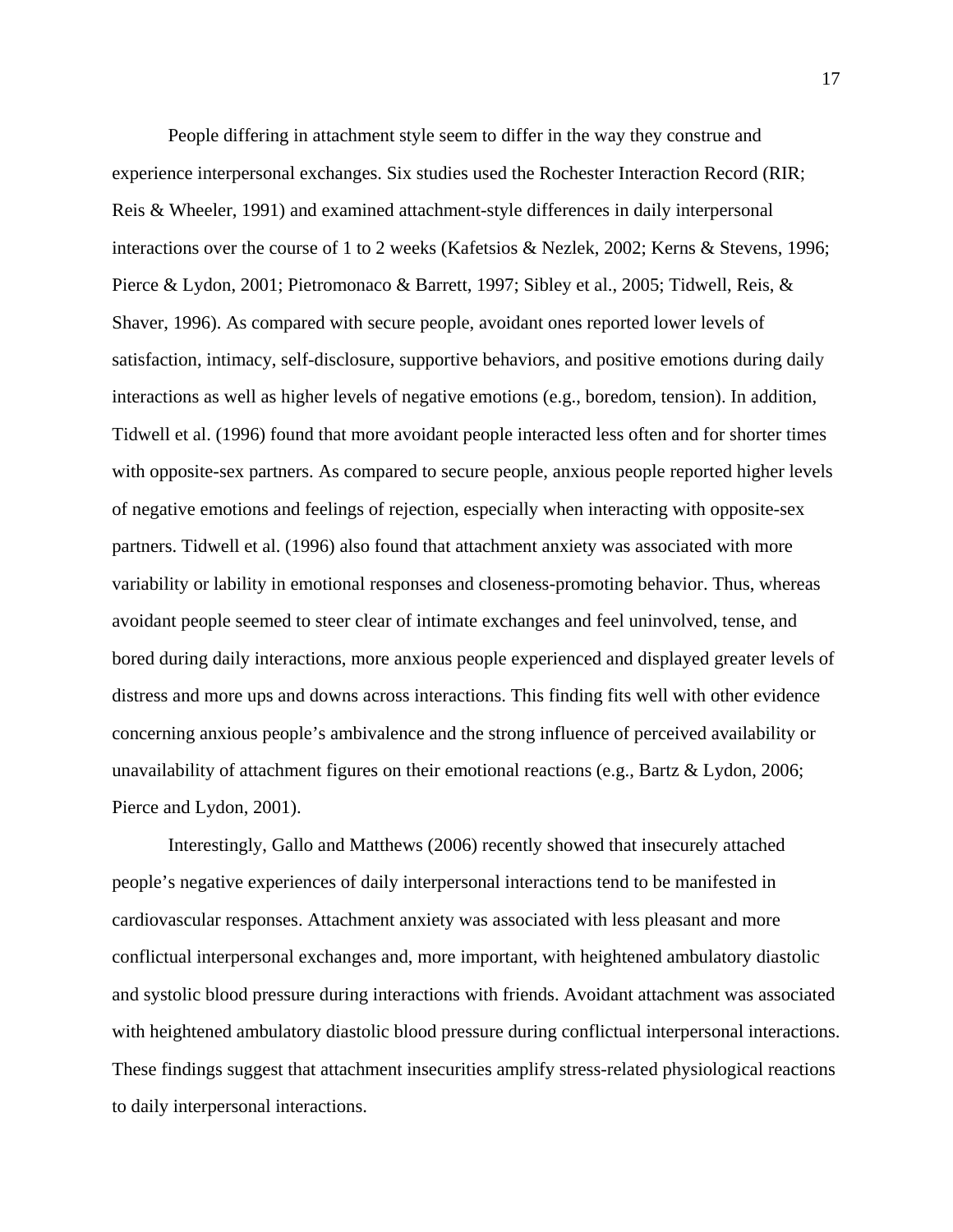People differing in attachment style seem to differ in the way they construe and experience interpersonal exchanges. Six studies used the Rochester Interaction Record (RIR; Reis & Wheeler, 1991) and examined attachment-style differences in daily interpersonal interactions over the course of 1 to 2 weeks (Kafetsios & Nezlek, 2002; Kerns & Stevens, 1996; Pierce & Lydon, 2001; Pietromonaco & Barrett, 1997; Sibley et al., 2005; Tidwell, Reis, & Shaver, 1996). As compared with secure people, avoidant ones reported lower levels of satisfaction, intimacy, self-disclosure, supportive behaviors, and positive emotions during daily interactions as well as higher levels of negative emotions (e.g., boredom, tension). In addition, Tidwell et al. (1996) found that more avoidant people interacted less often and for shorter times with opposite-sex partners. As compared to secure people, anxious people reported higher levels of negative emotions and feelings of rejection, especially when interacting with opposite-sex partners. Tidwell et al. (1996) also found that attachment anxiety was associated with more variability or lability in emotional responses and closeness-promoting behavior. Thus, whereas avoidant people seemed to steer clear of intimate exchanges and feel uninvolved, tense, and bored during daily interactions, more anxious people experienced and displayed greater levels of distress and more ups and downs across interactions. This finding fits well with other evidence concerning anxious people's ambivalence and the strong influence of perceived availability or unavailability of attachment figures on their emotional reactions (e.g., Bartz & Lydon, 2006; Pierce and Lydon, 2001).

Interestingly, Gallo and Matthews (2006) recently showed that insecurely attached people's negative experiences of daily interpersonal interactions tend to be manifested in cardiovascular responses. Attachment anxiety was associated with less pleasant and more conflictual interpersonal exchanges and, more important, with heightened ambulatory diastolic and systolic blood pressure during interactions with friends. Avoidant attachment was associated with heightened ambulatory diastolic blood pressure during conflictual interpersonal interactions. These findings suggest that attachment insecurities amplify stress-related physiological reactions to daily interpersonal interactions.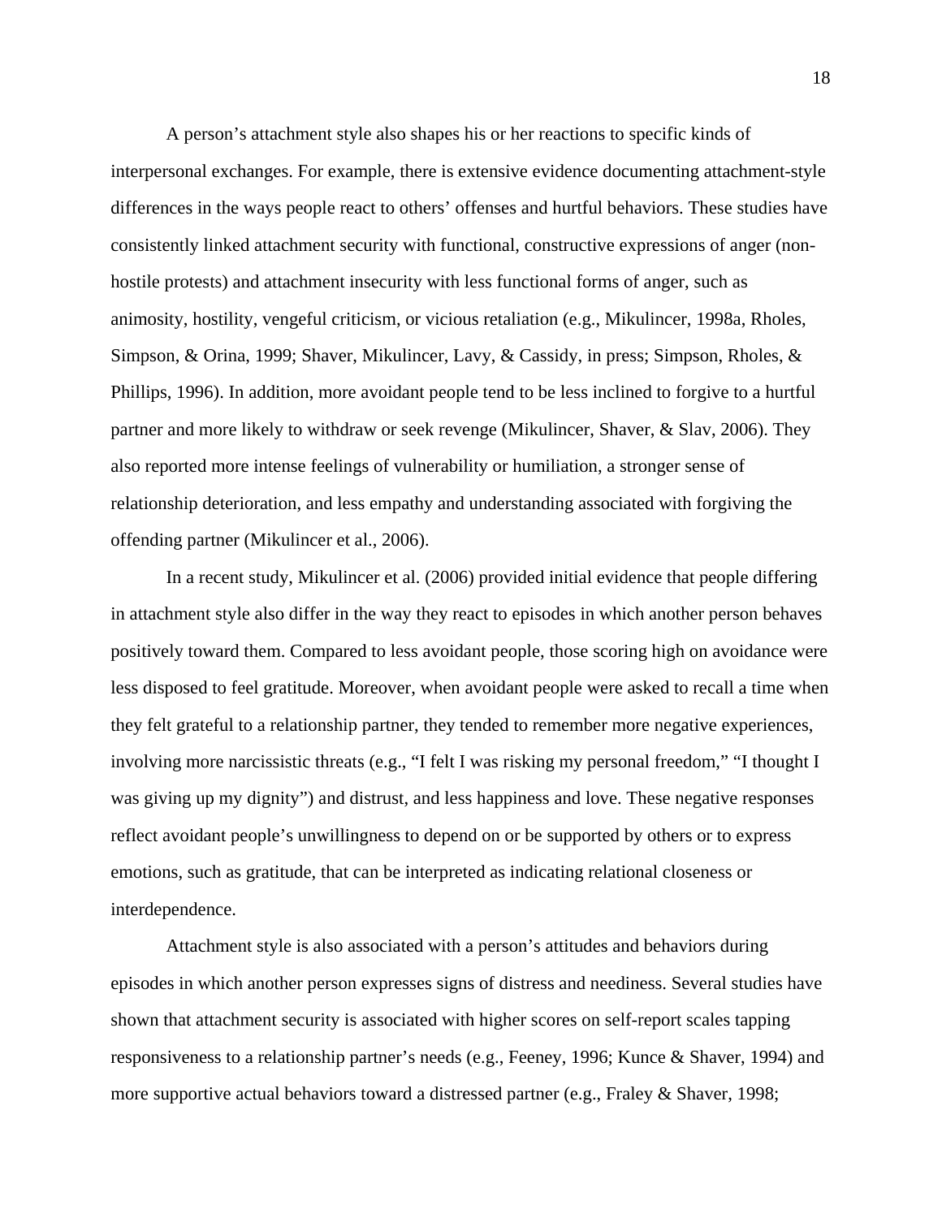A person's attachment style also shapes his or her reactions to specific kinds of interpersonal exchanges. For example, there is extensive evidence documenting attachment-style differences in the ways people react to others' offenses and hurtful behaviors. These studies have consistently linked attachment security with functional, constructive expressions of anger (non-hostile protests) and attachment insecurity with less functional forms of anger, such as animosity, hostility, vengeful criticism, or vicious retaliation (e.g., Mikulincer, 1998a, Rholes, Simpson, & Orina, 1999; Shaver, Mikulincer, Lavy, & Cassidy, in press; Simpson, Rholes, & Phillips, 1996). In addition, more avoidant people tend to be less inclined to forgive to a hurtful partner and more likely to withdraw or seek revenge (Mikulincer, Shaver, & Slav, 2006). They also reported more intense feelings of vulnerability or humiliation, a stronger sense of relationship deterioration, and less empathy and understanding associated with forgiving the offending partner (Mikulincer et al., 2006).

In a recent study, Mikulincer et al. (2006) provided initial evidence that people differing in attachment style also differ in the way they react to episodes in which another person behaves positively toward them. Compared to less avoidant people, those scoring high on avoidance were less disposed to feel gratitude. Moreover, when avoidant people were asked to recall a time when they felt grateful to a relationship partner, they tended to remember more negative experiences, involving more narcissistic threats (e.g., "I felt I was risking my personal freedom," "I thought I was giving up my dignity") and distrust, and less happiness and love. These negative responses reflect avoidant people's unwillingness to depend on or be supported by others or to express emotions, such as gratitude, that can be interpreted as indicating relational closeness or interdependence.

Attachment style is also associated with a person's attitudes and behaviors during episodes in which another person expresses signs of distress and neediness. Several studies have shown that attachment security is associated with higher scores on self-report scales tapping responsiveness to a relationship partner's needs (e.g., Feeney, 1996; Kunce & Shaver, 1994) and more supportive actual behaviors toward a distressed partner (e.g., Fraley & Shaver, 1998;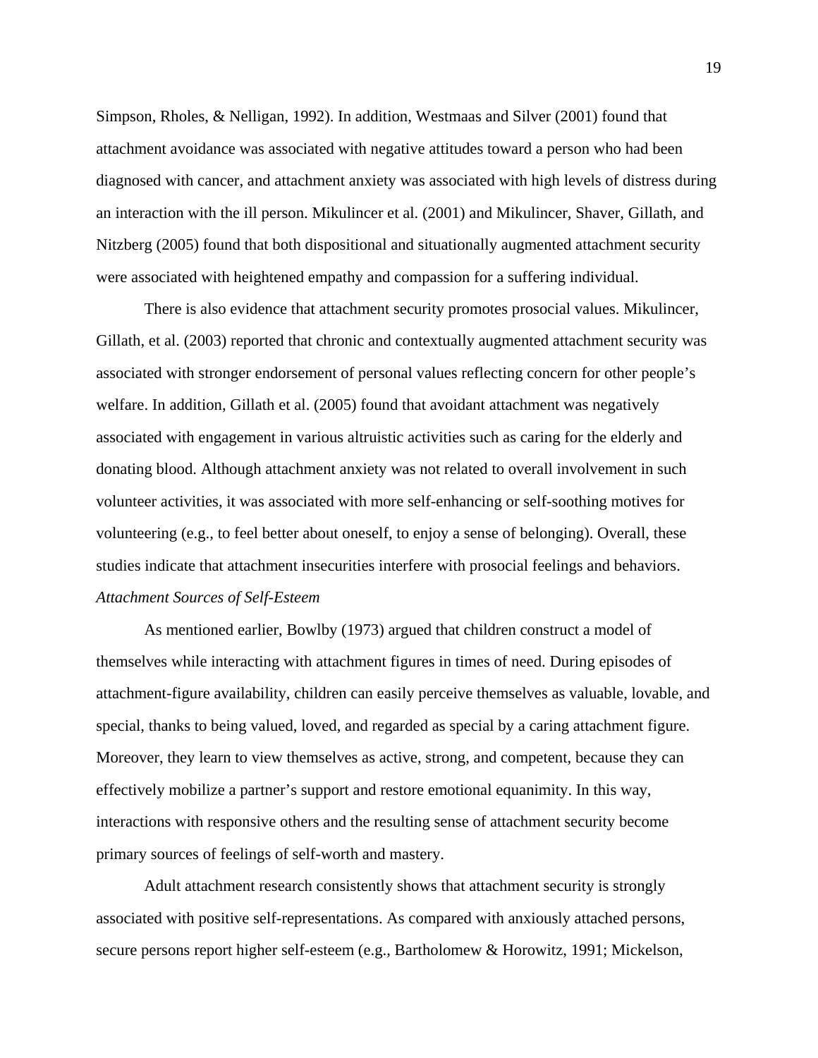Simpson, Rholes, & Nelligan, 1992). In addition, Westmaas and Silver (2001) found that attachment avoidance was associated with negative attitudes toward a person who had been diagnosed with cancer, and attachment anxiety was associated with high levels of distress during an interaction with the ill person. Mikulincer et al. (2001) and Mikulincer, Shaver, Gillath, and Nitzberg (2005) found that both dispositional and situationally augmented attachment security were associated with heightened empathy and compassion for a suffering individual.

There is also evidence that attachment security promotes prosocial values. Mikulincer, Gillath, et al. (2003) reported that chronic and contextually augmented attachment security was associated with stronger endorsement of personal values reflecting concern for other people's welfare. In addition, Gillath et al. (2005) found that avoidant attachment was negatively associated with engagement in various altruistic activities such as caring for the elderly and donating blood. Although attachment anxiety was not related to overall involvement in such volunteer activities, it was associated with more self-enhancing or self-soothing motives for volunteering (e.g., to feel better about oneself, to enjoy a sense of belonging). Overall, these studies indicate that attachment insecurities interfere with prosocial feelings and behaviors.

*Attachment Sources of Self-Esteem*

As mentioned earlier, Bowlby (1973) argued that children construct a model of themselves while interacting with attachment figures in times of need. During episodes of attachment-figure availability, children can easily perceive themselves as valuable, lovable, and special, thanks to being valued, loved, and regarded as special by a caring attachment figure. Moreover, they learn to view themselves as active, strong, and competent, because they can effectively mobilize a partner's support and restore emotional equanimity. In this way, interactions with responsive others and the resulting sense of attachment security become primary sources of feelings of self-worth and mastery.

Adult attachment research consistently shows that attachment security is strongly associated with positive self-representations. As compared with anxiously attached persons, secure persons report higher self-esteem (e.g., Bartholomew & Horowitz, 1991; Mickelson,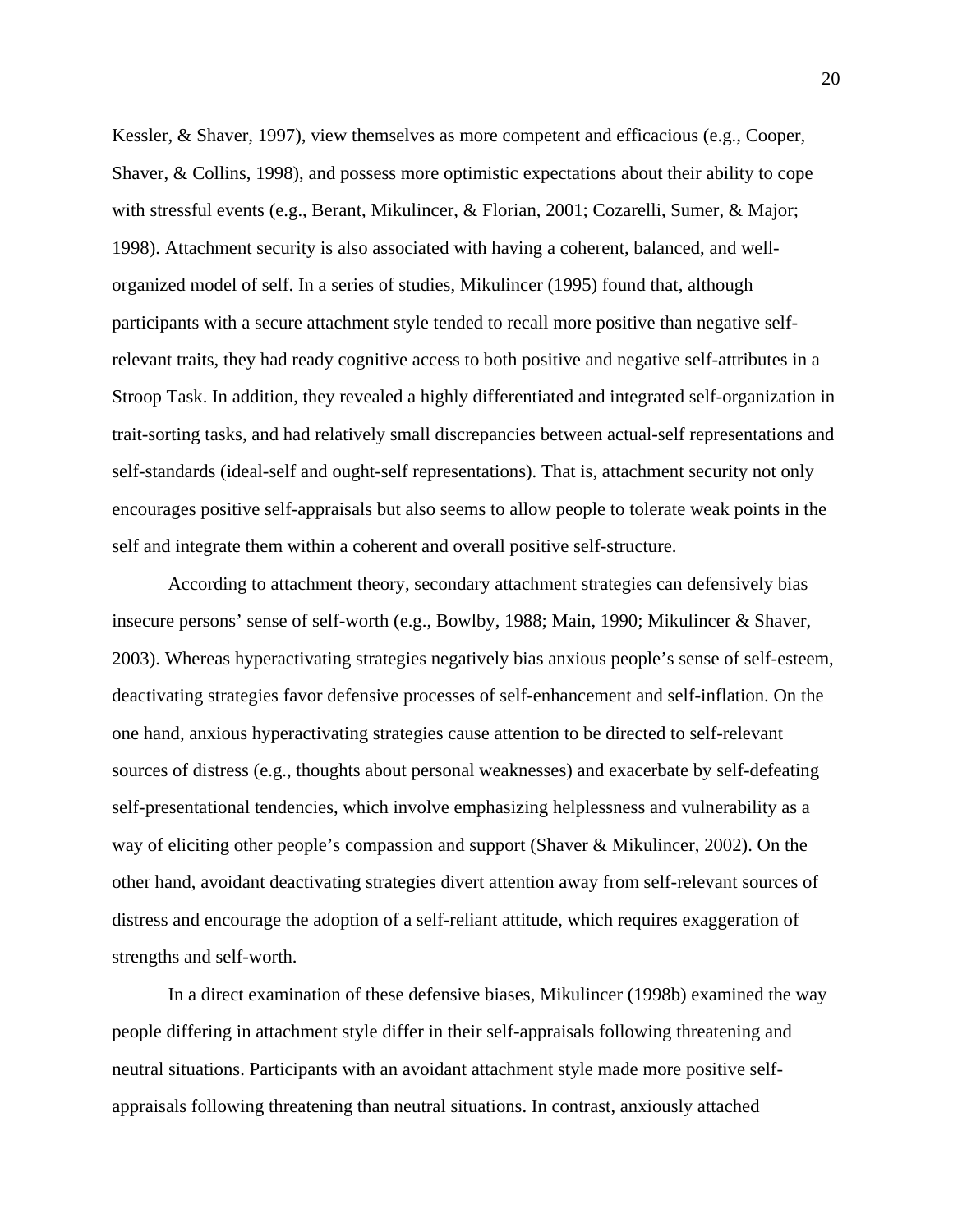Kessler, & Shaver, 1997), view themselves as more competent and efficacious (e.g., Cooper, Shaver, & Collins, 1998), and possess more optimistic expectations about their ability to cope with stressful events (e.g., Berant, Mikulincer, & Florian, 2001; Cozarelli, Sumer, & Major; 1998). Attachment security is also associated with having a coherent, balanced, and well-organized model of self. In a series of studies, Mikulincer (1995) found that, although participants with a secure attachment style tended to recall more positive than negative self-relevant traits, they had ready cognitive access to both positive and negative self-attributes in a Stroop Task. In addition, they revealed a highly differentiated and integrated self-organization in trait-sorting tasks, and had relatively small discrepancies between actual-self representations and self-standards (ideal-self and ought-self representations). That is, attachment security not only encourages positive self-appraisals but also seems to allow people to tolerate weak points in the self and integrate them within a coherent and overall positive self-structure.

According to attachment theory, secondary attachment strategies can defensively bias insecure persons' sense of self-worth (e.g., Bowlby, 1988; Main, 1990; Mikulincer & Shaver, 2003). Whereas hyperactivating strategies negatively bias anxious people's sense of self-esteem, deactivating strategies favor defensive processes of self-enhancement and self-inflation. On the one hand, anxious hyperactivating strategies cause attention to be directed to self-relevant sources of distress (e.g., thoughts about personal weaknesses) and exacerbate by self-defeating self-presentational tendencies, which involve emphasizing helplessness and vulnerability as a way of eliciting other people's compassion and support (Shaver & Mikulincer, 2002). On the other hand, avoidant deactivating strategies divert attention away from self-relevant sources of distress and encourage the adoption of a self-reliant attitude, which requires exaggeration of strengths and self-worth.

In a direct examination of these defensive biases, Mikulincer (1998b) examined the way people differing in attachment style differ in their self-appraisals following threatening and neutral situations. Participants with an avoidant attachment style made more positive self-appraisals following threatening than neutral situations. In contrast, anxiously attached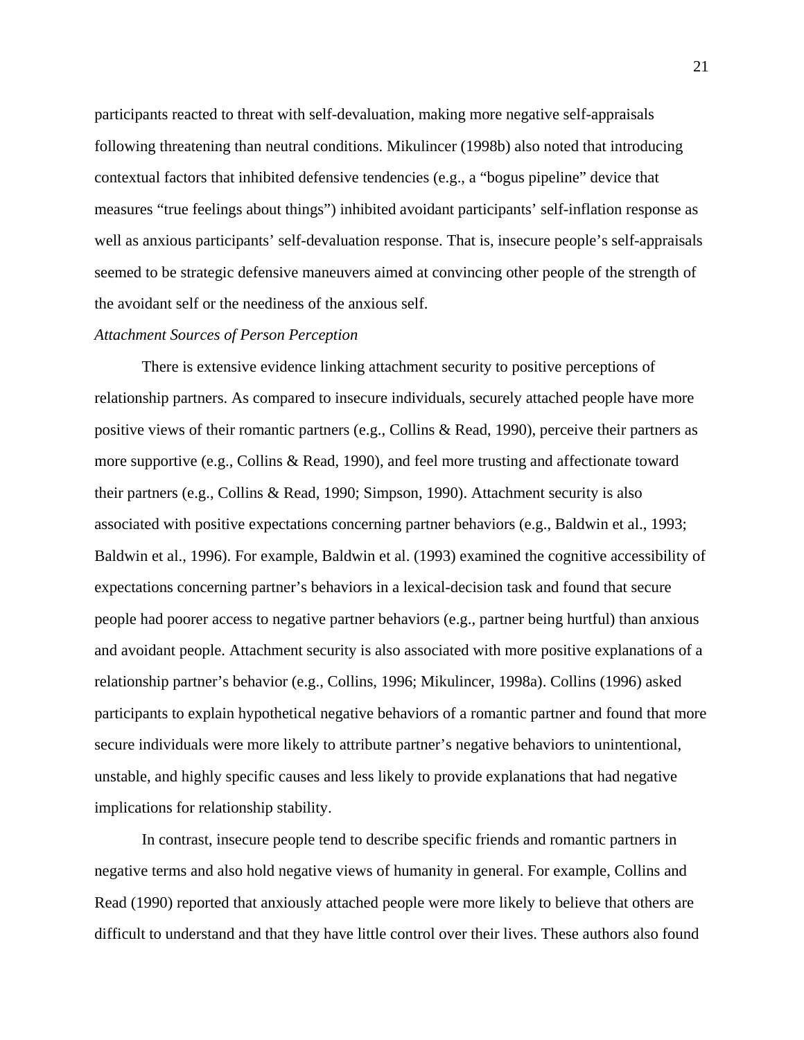participants reacted to threat with self-devaluation, making more negative self-appraisals following threatening than neutral conditions. Mikulincer (1998b) also noted that introducing contextual factors that inhibited defensive tendencies (e.g., a "bogus pipeline" device that measures "true feelings about things") inhibited avoidant participants' self-inflation response as well as anxious participants' self-devaluation response. That is, insecure people's self-appraisals seemed to be strategic defensive maneuvers aimed at convincing other people of the strength of the avoidant self or the neediness of the anxious self.

*Attachment Sources of Person Perception*

There is extensive evidence linking attachment security to positive perceptions of relationship partners. As compared to insecure individuals, securely attached people have more positive views of their romantic partners (e.g., Collins & Read, 1990), perceive their partners as more supportive (e.g., Collins & Read, 1990), and feel more trusting and affectionate toward their partners (e.g., Collins & Read, 1990; Simpson, 1990). Attachment security is also associated with positive expectations concerning partner behaviors (e.g., Baldwin et al., 1993; Baldwin et al., 1996). For example, Baldwin et al. (1993) examined the cognitive accessibility of expectations concerning partner's behaviors in a lexical-decision task and found that secure people had poorer access to negative partner behaviors (e.g., partner being hurtful) than anxious and avoidant people. Attachment security is also associated with more positive explanations of a relationship partner's behavior (e.g., Collins, 1996; Mikulincer, 1998a). Collins (1996) asked participants to explain hypothetical negative behaviors of a romantic partner and found that more secure individuals were more likely to attribute partner's negative behaviors to unintentional, unstable, and highly specific causes and less likely to provide explanations that had negative implications for relationship stability.

In contrast, insecure people tend to describe specific friends and romantic partners in negative terms and also hold negative views of humanity in general. For example, Collins and Read (1990) reported that anxiously attached people were more likely to believe that others are difficult to understand and that they have little control over their lives. These authors also found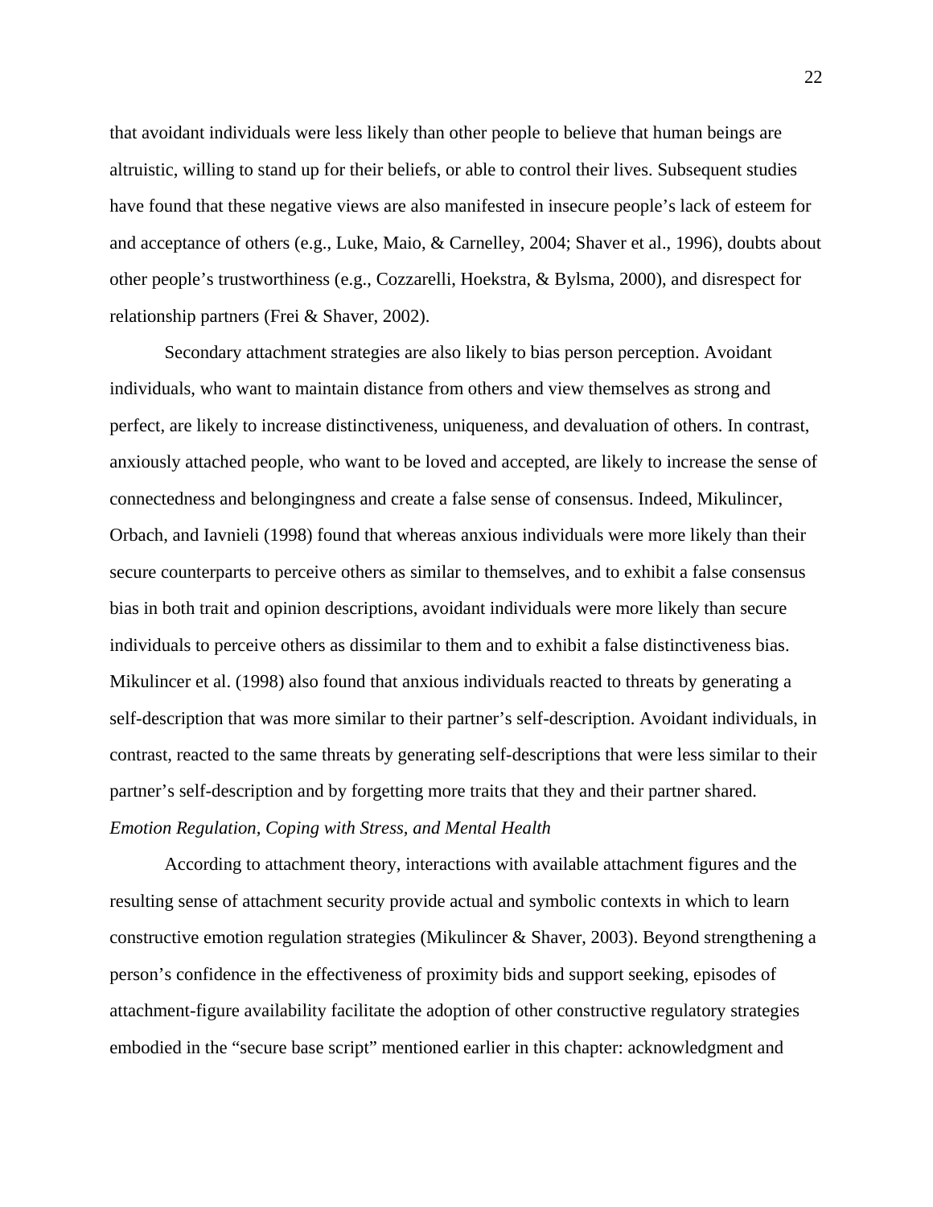that avoidant individuals were less likely than other people to believe that human beings are altruistic, willing to stand up for their beliefs, or able to control their lives. Subsequent studies have found that these negative views are also manifested in insecure people's lack of esteem for and acceptance of others (e.g., Luke, Maio, & Carnelley, 2004; Shaver et al., 1996), doubts about other people's trustworthiness (e.g., Cozzarelli, Hoekstra, & Bylsma, 2000), and disrespect for relationship partners (Frei & Shaver, 2002).

Secondary attachment strategies are also likely to bias person perception. Avoidant individuals, who want to maintain distance from others and view themselves as strong and perfect, are likely to increase distinctiveness, uniqueness, and devaluation of others. In contrast, anxiously attached people, who want to be loved and accepted, are likely to increase the sense of connectedness and belongingness and create a false sense of consensus. Indeed, Mikulincer, Orbach, and Iavnieli (1998) found that whereas anxious individuals were more likely than their secure counterparts to perceive others as similar to themselves, and to exhibit a false consensus bias in both trait and opinion descriptions, avoidant individuals were more likely than secure individuals to perceive others as dissimilar to them and to exhibit a false distinctiveness bias. Mikulincer et al. (1998) also found that anxious individuals reacted to threats by generating a self-description that was more similar to their partner's self-description. Avoidant individuals, in contrast, reacted to the same threats by generating self-descriptions that were less similar to their partner's self-description and by forgetting more traits that they and their partner shared.

*Emotion Regulation, Coping with Stress, and Mental Health*

According to attachment theory, interactions with available attachment figures and the resulting sense of attachment security provide actual and symbolic contexts in which to learn constructive emotion regulation strategies (Mikulincer & Shaver, 2003). Beyond strengthening a person's confidence in the effectiveness of proximity bids and support seeking, episodes of attachment-figure availability facilitate the adoption of other constructive regulatory strategies embodied in the "secure base script" mentioned earlier in this chapter: acknowledgment and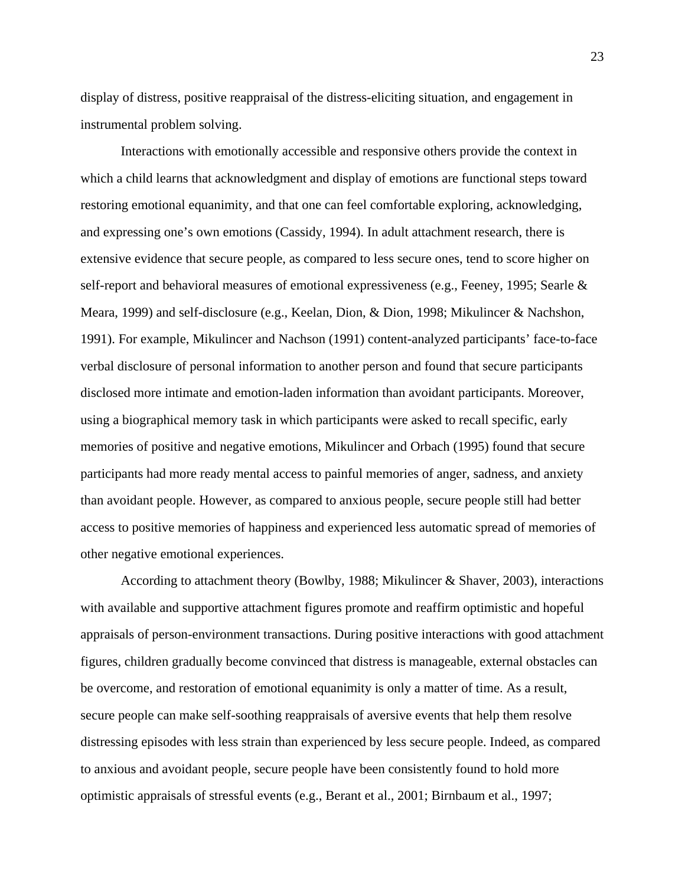display of distress, positive reappraisal of the distress-eliciting situation, and engagement in instrumental problem solving.

Interactions with emotionally accessible and responsive others provide the context in which a child learns that acknowledgment and display of emotions are functional steps toward restoring emotional equanimity, and that one can feel comfortable exploring, acknowledging, and expressing one's own emotions (Cassidy, 1994). In adult attachment research, there is extensive evidence that secure people, as compared to less secure ones, tend to score higher on self-report and behavioral measures of emotional expressiveness (e.g., Feeney, 1995; Searle & Meara, 1999) and self-disclosure (e.g., Keelan, Dion, & Dion, 1998; Mikulincer & Nachshon, 1991). For example, Mikulincer and Nachson (1991) content-analyzed participants' face-to-face verbal disclosure of personal information to another person and found that secure participants disclosed more intimate and emotion-laden information than avoidant participants. Moreover, using a biographical memory task in which participants were asked to recall specific, early memories of positive and negative emotions, Mikulincer and Orbach (1995) found that secure participants had more ready mental access to painful memories of anger, sadness, and anxiety than avoidant people. However, as compared to anxious people, secure people still had better access to positive memories of happiness and experienced less automatic spread of memories of other negative emotional experiences.

According to attachment theory (Bowlby, 1988; Mikulincer & Shaver, 2003), interactions with available and supportive attachment figures promote and reaffirm optimistic and hopeful appraisals of person-environment transactions. During positive interactions with good attachment figures, children gradually become convinced that distress is manageable, external obstacles can be overcome, and restoration of emotional equanimity is only a matter of time. As a result, secure people can make self-soothing reappraisals of aversive events that help them resolve distressing episodes with less strain than experienced by less secure people. Indeed, as compared to anxious and avoidant people, secure people have been consistently found to hold more optimistic appraisals of stressful events (e.g., Berant et al., 2001; Birnbaum et al., 1997;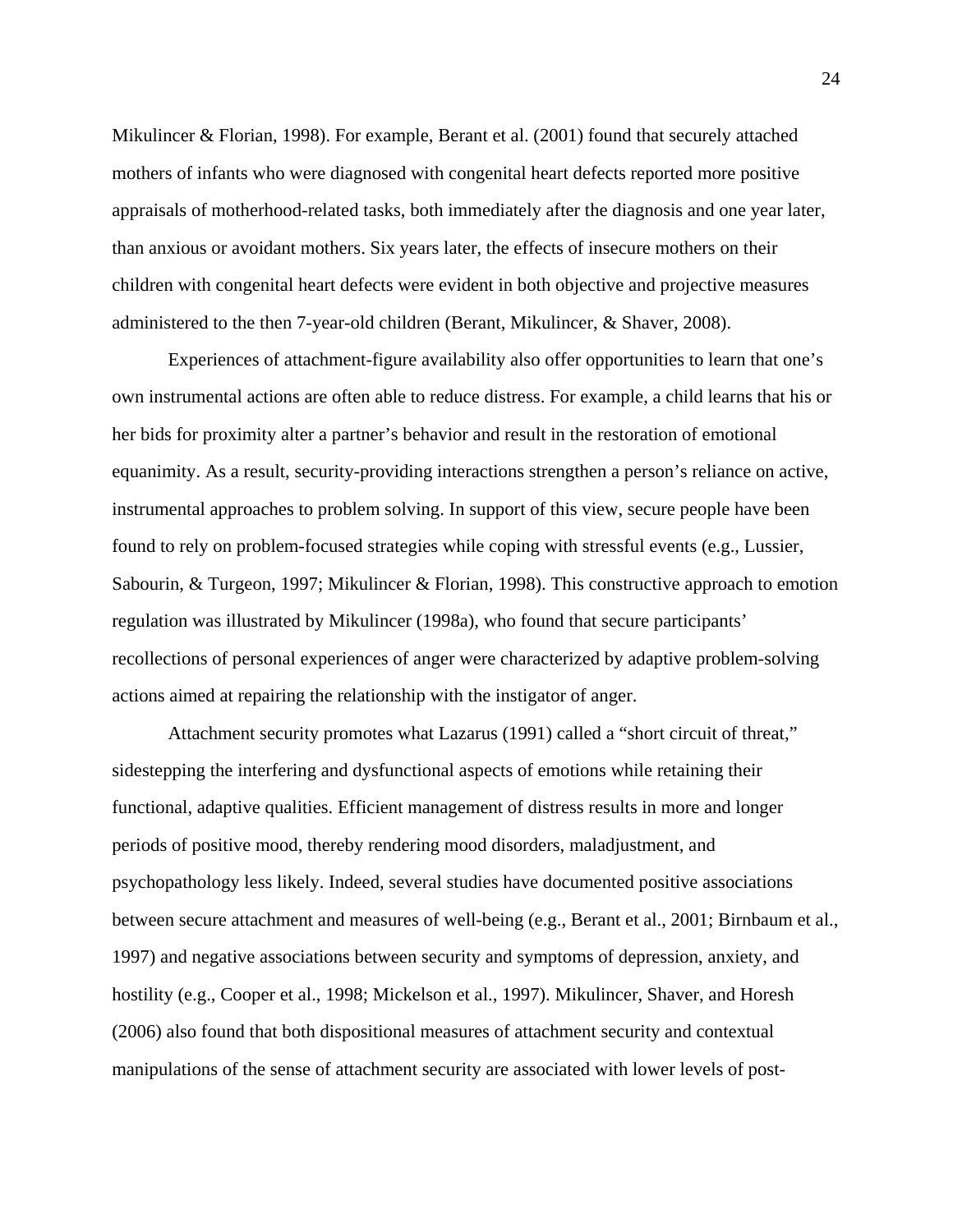Mikulincer & Florian, 1998). For example, Berant et al. (2001) found that securely attached mothers of infants who were diagnosed with congenital heart defects reported more positive appraisals of motherhood-related tasks, both immediately after the diagnosis and one year later, than anxious or avoidant mothers. Six years later, the effects of insecure mothers on their children with congenital heart defects were evident in both objective and projective measures administered to the then 7-year-old children (Berant, Mikulincer, & Shaver, 2008).

Experiences of attachment-figure availability also offer opportunities to learn that one's own instrumental actions are often able to reduce distress. For example, a child learns that his or her bids for proximity alter a partner's behavior and result in the restoration of emotional equanimity. As a result, security-providing interactions strengthen a person's reliance on active, instrumental approaches to problem solving. In support of this view, secure people have been found to rely on problem-focused strategies while coping with stressful events (e.g., Lussier, Sabourin, & Turgeon, 1997; Mikulincer & Florian, 1998). This constructive approach to emotion regulation was illustrated by Mikulincer (1998a), who found that secure participants' recollections of personal experiences of anger were characterized by adaptive problem-solving actions aimed at repairing the relationship with the instigator of anger.

Attachment security promotes what Lazarus (1991) called a "short circuit of threat," sidestepping the interfering and dysfunctional aspects of emotions while retaining their functional, adaptive qualities. Efficient management of distress results in more and longer periods of positive mood, thereby rendering mood disorders, maladjustment, and psychopathology less likely. Indeed, several studies have documented positive associations between secure attachment and measures of well-being (e.g., Berant et al., 2001; Birnbaum et al., 1997) and negative associations between security and symptoms of depression, anxiety, and hostility (e.g., Cooper et al., 1998; Mickelson et al., 1997). Mikulincer, Shaver, and Horesh (2006) also found that both dispositional measures of attachment security and contextual manipulations of the sense of attachment security are associated with lower levels of post-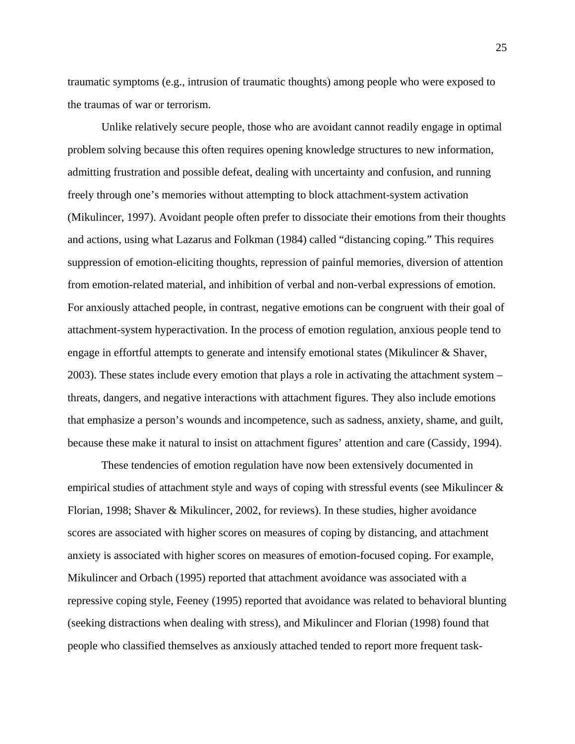traumatic symptoms (e.g., intrusion of traumatic thoughts) among people who were exposed to the traumas of war or terrorism.

Unlike relatively secure people, those who are avoidant cannot readily engage in optimal problem solving because this often requires opening knowledge structures to new information, admitting frustration and possible defeat, dealing with uncertainty and confusion, and running freely through one's memories without attempting to block attachment-system activation (Mikulincer, 1997). Avoidant people often prefer to dissociate their emotions from their thoughts and actions, using what Lazarus and Folkman (1984) called "distancing coping." This requires suppression of emotion-eliciting thoughts, repression of painful memories, diversion of attention from emotion-related material, and inhibition of verbal and non-verbal expressions of emotion. For anxiously attached people, in contrast, negative emotions can be congruent with their goal of attachment-system hyperactivation. In the process of emotion regulation, anxious people tend to engage in effortful attempts to generate and intensify emotional states (Mikulincer & Shaver, 2003). These states include every emotion that plays a role in activating the attachment system – threats, dangers, and negative interactions with attachment figures. They also include emotions that emphasize a person's wounds and incompetence, such as sadness, anxiety, shame, and guilt, because these make it natural to insist on attachment figures' attention and care (Cassidy, 1994).

These tendencies of emotion regulation have now been extensively documented in empirical studies of attachment style and ways of coping with stressful events (see Mikulincer & Florian, 1998; Shaver & Mikulincer, 2002, for reviews). In these studies, higher avoidance scores are associated with higher scores on measures of coping by distancing, and attachment anxiety is associated with higher scores on measures of emotion-focused coping. For example, Mikulincer and Orbach (1995) reported that attachment avoidance was associated with a repressive coping style, Feeney (1995) reported that avoidance was related to behavioral blunting (seeking distractions when dealing with stress), and Mikulincer and Florian (1998) found that people who classified themselves as anxiously attached tended to report more frequent task-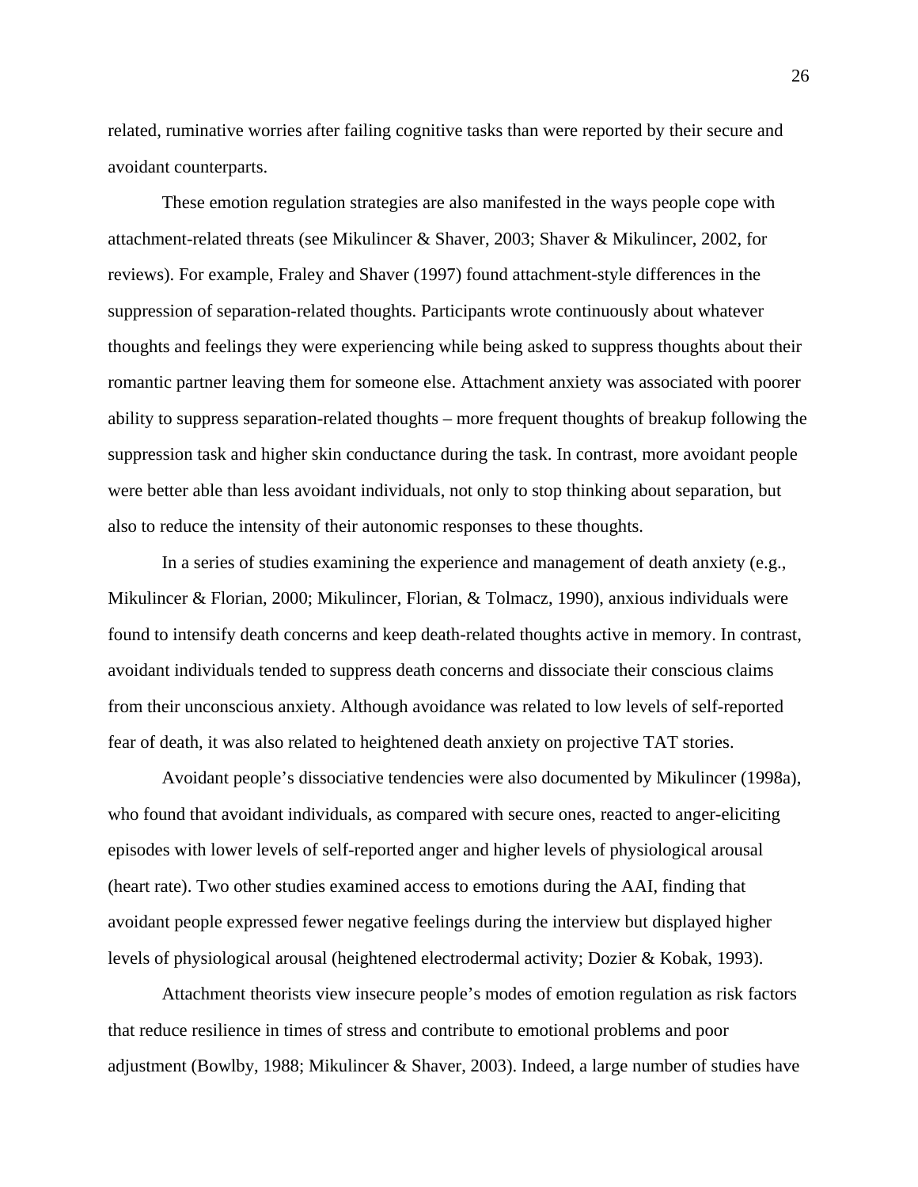related, ruminative worries after failing cognitive tasks than were reported by their secure and avoidant counterparts.

These emotion regulation strategies are also manifested in the ways people cope with attachment-related threats (see Mikulincer & Shaver, 2003; Shaver & Mikulincer, 2002, for reviews). For example, Fraley and Shaver (1997) found attachment-style differences in the suppression of separation-related thoughts. Participants wrote continuously about whatever thoughts and feelings they were experiencing while being asked to suppress thoughts about their romantic partner leaving them for someone else. Attachment anxiety was associated with poorer ability to suppress separation-related thoughts – more frequent thoughts of breakup following the suppression task and higher skin conductance during the task. In contrast, more avoidant people were better able than less avoidant individuals, not only to stop thinking about separation, but also to reduce the intensity of their autonomic responses to these thoughts.

In a series of studies examining the experience and management of death anxiety (e.g., Mikulincer & Florian, 2000; Mikulincer, Florian, & Tolmacz, 1990), anxious individuals were found to intensify death concerns and keep death-related thoughts active in memory. In contrast, avoidant individuals tended to suppress death concerns and dissociate their conscious claims from their unconscious anxiety. Although avoidance was related to low levels of self-reported fear of death, it was also related to heightened death anxiety on projective TAT stories.

Avoidant people's dissociative tendencies were also documented by Mikulincer (1998a), who found that avoidant individuals, as compared with secure ones, reacted to anger-eliciting episodes with lower levels of self-reported anger and higher levels of physiological arousal (heart rate). Two other studies examined access to emotions during the AAI, finding that avoidant people expressed fewer negative feelings during the interview but displayed higher levels of physiological arousal (heightened electrodermal activity; Dozier & Kobak, 1993).

Attachment theorists view insecure people's modes of emotion regulation as risk factors that reduce resilience in times of stress and contribute to emotional problems and poor adjustment (Bowlby, 1988; Mikulincer & Shaver, 2003). Indeed, a large number of studies have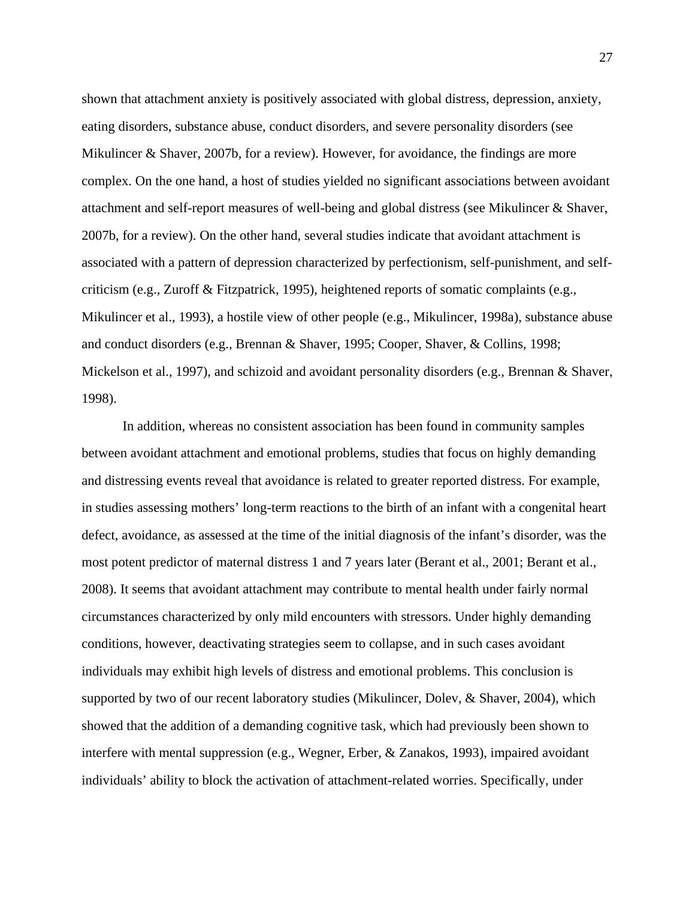shown that attachment anxiety is positively associated with global distress, depression, anxiety, eating disorders, substance abuse, conduct disorders, and severe personality disorders (see Mikulincer & Shaver, 2007b, for a review). However, for avoidance, the findings are more complex. On the one hand, a host of studies yielded no significant associations between avoidant attachment and self-report measures of well-being and global distress (see Mikulincer & Shaver, 2007b, for a review). On the other hand, several studies indicate that avoidant attachment is associated with a pattern of depression characterized by perfectionism, self-punishment, and self-criticism (e.g., Zuroff & Fitzpatrick, 1995), heightened reports of somatic complaints (e.g., Mikulincer et al., 1993), a hostile view of other people (e.g., Mikulincer, 1998a), substance abuse and conduct disorders (e.g., Brennan & Shaver, 1995; Cooper, Shaver, & Collins, 1998; Mickelson et al., 1997), and schizoid and avoidant personality disorders (e.g., Brennan & Shaver, 1998).

In addition, whereas no consistent association has been found in community samples between avoidant attachment and emotional problems, studies that focus on highly demanding and distressing events reveal that avoidance is related to greater reported distress. For example, in studies assessing mothers' long-term reactions to the birth of an infant with a congenital heart defect, avoidance, as assessed at the time of the initial diagnosis of the infant's disorder, was the most potent predictor of maternal distress 1 and 7 years later (Berant et al., 2001; Berant et al., 2008). It seems that avoidant attachment may contribute to mental health under fairly normal circumstances characterized by only mild encounters with stressors. Under highly demanding conditions, however, deactivating strategies seem to collapse, and in such cases avoidant individuals may exhibit high levels of distress and emotional problems. This conclusion is supported by two of our recent laboratory studies (Mikulincer, Dolev, & Shaver, 2004), which showed that the addition of a demanding cognitive task, which had previously been shown to interfere with mental suppression (e.g., Wegner, Erber, & Zanakos, 1993), impaired avoidant individuals' ability to block the activation of attachment-related worries. Specifically, under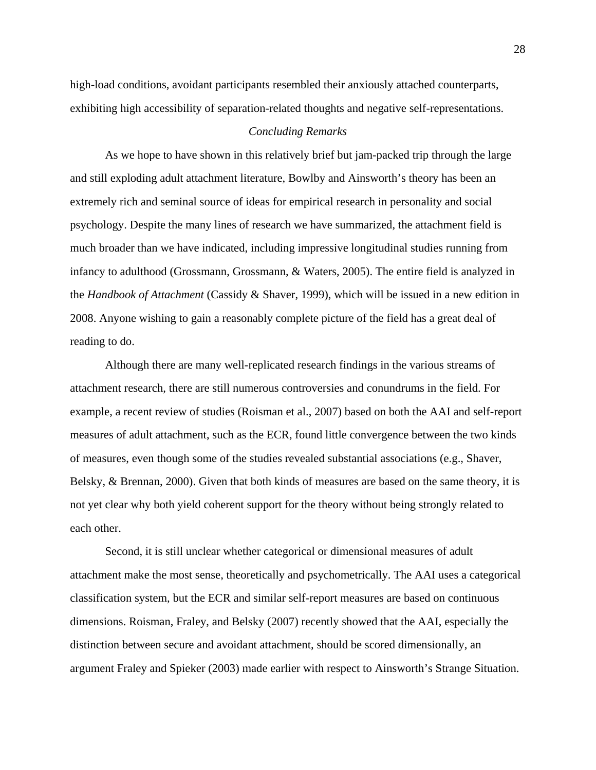high-load conditions, avoidant participants resembled their anxiously attached counterparts, exhibiting high accessibility of separation-related thoughts and negative self-representations.

### *Concluding Remarks*

As we hope to have shown in this relatively brief but jam-packed trip through the large and still exploding adult attachment literature, Bowlby and Ainsworth's theory has been an extremely rich and seminal source of ideas for empirical research in personality and social psychology. Despite the many lines of research we have summarized, the attachment field is much broader than we have indicated, including impressive longitudinal studies running from infancy to adulthood (Grossmann, Grossmann, & Waters, 2005). The entire field is analyzed in the *Handbook of Attachment* (Cassidy & Shaver, 1999), which will be issued in a new edition in 2008. Anyone wishing to gain a reasonably complete picture of the field has a great deal of reading to do.

Although there are many well-replicated research findings in the various streams of attachment research, there are still numerous controversies and conundrums in the field. For example, a recent review of studies (Roisman et al., 2007) based on both the AAI and self-report measures of adult attachment, such as the ECR, found little convergence between the two kinds of measures, even though some of the studies revealed substantial associations (e.g., Shaver, Belsky, & Brennan, 2000). Given that both kinds of measures are based on the same theory, it is not yet clear why both yield coherent support for the theory without being strongly related to each other.

Second, it is still unclear whether categorical or dimensional measures of adult attachment make the most sense, theoretically and psychometrically. The AAI uses a categorical classification system, but the ECR and similar self-report measures are based on continuous dimensions. Roisman, Fraley, and Belsky (2007) recently showed that the AAI, especially the distinction between secure and avoidant attachment, should be scored dimensionally, an argument Fraley and Spieker (2003) made earlier with respect to Ainsworth's Strange Situation.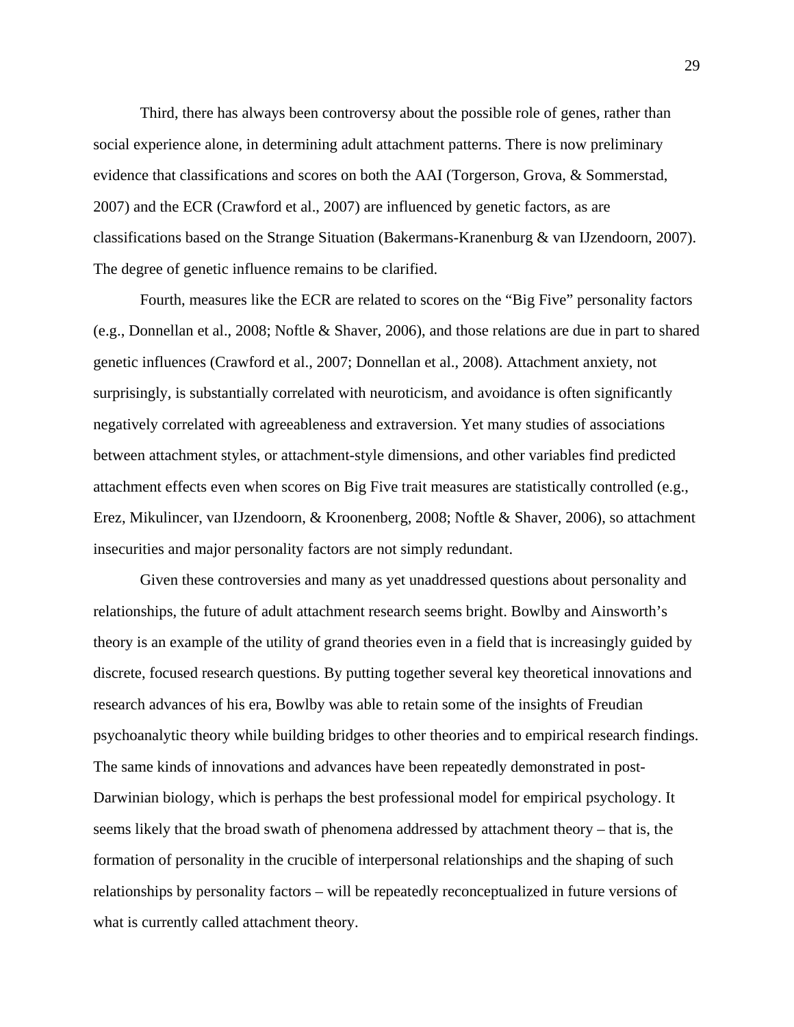Third, there has always been controversy about the possible role of genes, rather than social experience alone, in determining adult attachment patterns. There is now preliminary evidence that classifications and scores on both the AAI (Torgerson, Grova, & Sommerstad, 2007) and the ECR (Crawford et al., 2007) are influenced by genetic factors, as are classifications based on the Strange Situation (Bakermans-Kranenburg & van IJzendoorn, 2007). The degree of genetic influence remains to be clarified.

Fourth, measures like the ECR are related to scores on the "Big Five" personality factors (e.g., Donnellan et al., 2008; Noftle & Shaver, 2006), and those relations are due in part to shared genetic influences (Crawford et al., 2007; Donnellan et al., 2008). Attachment anxiety, not surprisingly, is substantially correlated with neuroticism, and avoidance is often significantly negatively correlated with agreeableness and extraversion. Yet many studies of associations between attachment styles, or attachment-style dimensions, and other variables find predicted attachment effects even when scores on Big Five trait measures are statistically controlled (e.g., Erez, Mikulincer, van IJzendoorn, & Kroonenberg, 2008; Noftle & Shaver, 2006), so attachment insecurities and major personality factors are not simply redundant.

Given these controversies and many as yet unaddressed questions about personality and relationships, the future of adult attachment research seems bright. Bowlby and Ainsworth's theory is an example of the utility of grand theories even in a field that is increasingly guided by discrete, focused research questions. By putting together several key theoretical innovations and research advances of his era, Bowlby was able to retain some of the insights of Freudian psychoanalytic theory while building bridges to other theories and to empirical research findings. The same kinds of innovations and advances have been repeatedly demonstrated in post-Darwinian biology, which is perhaps the best professional model for empirical psychology. It seems likely that the broad swath of phenomena addressed by attachment theory – that is, the formation of personality in the crucible of interpersonal relationships and the shaping of such relationships by personality factors – will be repeatedly reconceptualized in future versions of what is currently called attachment theory.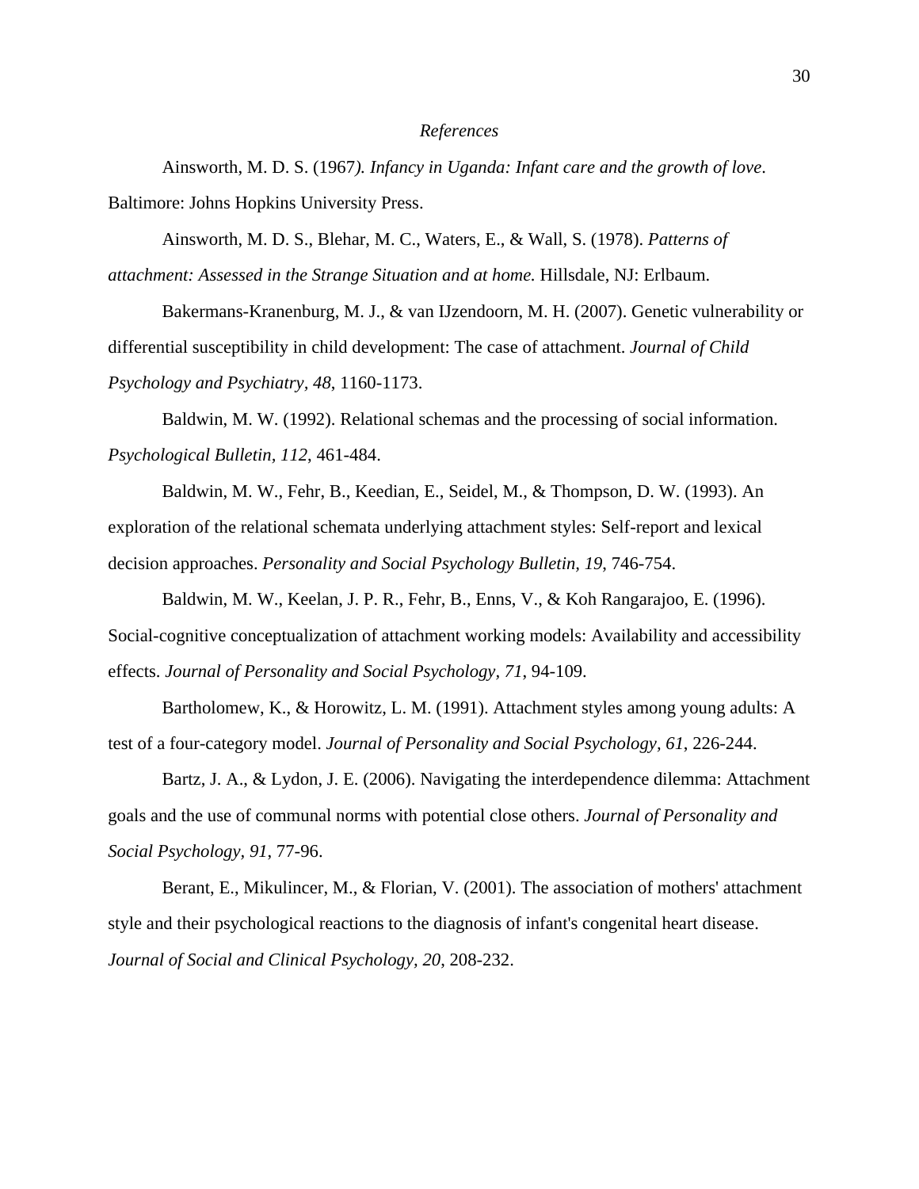*References*

Ainsworth, M. D. S. (1967*). Infancy in Uganda: Infant care and the growth of love*. Baltimore: Johns Hopkins University Press.

Ainsworth, M. D. S., Blehar, M. C., Waters, E., & Wall, S. (1978). *Patterns of attachment: Assessed in the Strange Situation and at home.* Hillsdale, NJ: Erlbaum.

Bakermans-Kranenburg, M. J., & van IJzendoorn, M. H. (2007). Genetic vulnerability or differential susceptibility in child development: The case of attachment. *Journal of Child Psychology and Psychiatry, 48*, 1160-1173.

Baldwin, M. W. (1992). Relational schemas and the processing of social information. *Psychological Bulletin, 112*, 461-484.

Baldwin, M. W., Fehr, B., Keedian, E., Seidel, M., & Thompson, D. W. (1993). An exploration of the relational schemata underlying attachment styles: Self-report and lexical decision approaches. *Personality and Social Psychology Bulletin, 19*, 746-754.

Baldwin, M. W., Keelan, J. P. R., Fehr, B., Enns, V., & Koh Rangarajoo, E. (1996). Social-cognitive conceptualization of attachment working models: Availability and accessibility effects. *Journal of Personality and Social Psychology, 71*, 94-109.

Bartholomew, K., & Horowitz, L. M. (1991). Attachment styles among young adults: A test of a four-category model. *Journal of Personality and Social Psychology, 61*, 226-244.

Bartz, J. A., & Lydon, J. E. (2006). Navigating the interdependence dilemma: Attachment goals and the use of communal norms with potential close others. *Journal of Personality and Social Psychology, 91*, 77-96.

Berant, E., Mikulincer, M., & Florian, V. (2001). The association of mothers' attachment style and their psychological reactions to the diagnosis of infant's congenital heart disease. *Journal of Social and Clinical Psychology, 20*, 208-232.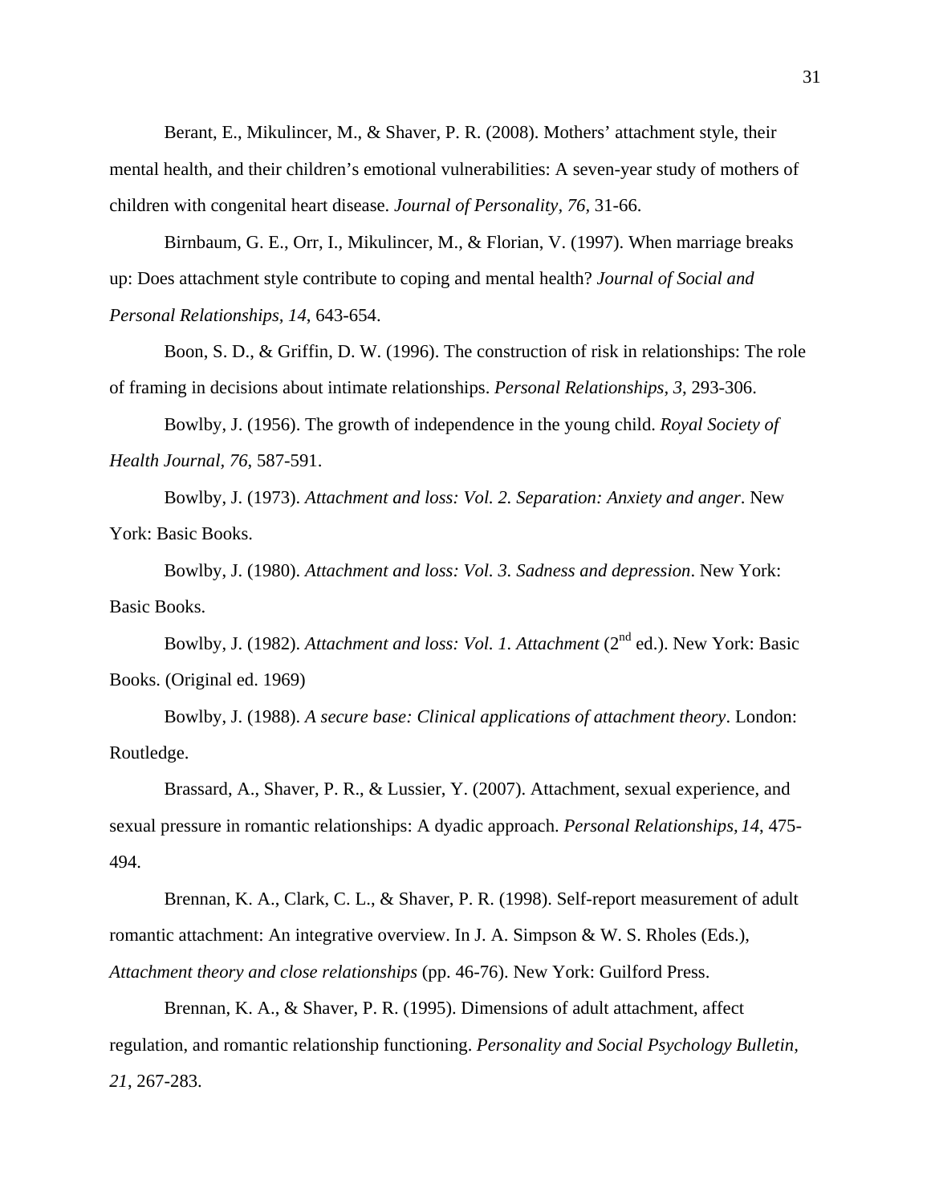Berant, E., Mikulincer, M., & Shaver, P. R. (2008). Mothers' attachment style, their mental health, and their children's emotional vulnerabilities: A seven-year study of mothers of children with congenital heart disease. *Journal of Personality, 76*, 31-66.

Birnbaum, G. E., Orr, I., Mikulincer, M., & Florian, V. (1997). When marriage breaks up: Does attachment style contribute to coping and mental health? *Journal of Social and Personal Relationships, 14*, 643-654.

Boon, S. D., & Griffin, D. W. (1996). The construction of risk in relationships: The role of framing in decisions about intimate relationships. *Personal Relationships, 3*, 293-306.

Bowlby, J. (1956). The growth of independence in the young child. *Royal Society of Health Journal, 76*, 587-591.

Bowlby, J. (1973). *Attachment and loss: Vol. 2. Separation: Anxiety and anger*. New York: Basic Books.

Bowlby, J. (1980). *Attachment and loss: Vol. 3. Sadness and depression*. New York: Basic Books.

Bowlby, J. (1982). *Attachment and loss: Vol. 1. Attachment* (2nd ed.). New York: Basic Books. (Original ed. 1969)

Bowlby, J. (1988). *A secure base: Clinical applications of attachment theory*. London: Routledge.

Brassard, A., Shaver, P. R., & Lussier, Y. (2007). Attachment, sexual experience, and sexual pressure in romantic relationships: A dyadic approach. *Personal Relationships, 14*, 475-494.

Brennan, K. A., Clark, C. L., & Shaver, P. R. (1998). Self-report measurement of adult romantic attachment: An integrative overview. In J. A. Simpson & W. S. Rholes (Eds.), *Attachment theory and close relationships* (pp. 46-76). New York: Guilford Press.

Brennan, K. A., & Shaver, P. R. (1995). Dimensions of adult attachment, affect regulation, and romantic relationship functioning. *Personality and Social Psychology Bulletin, 21*, 267-283.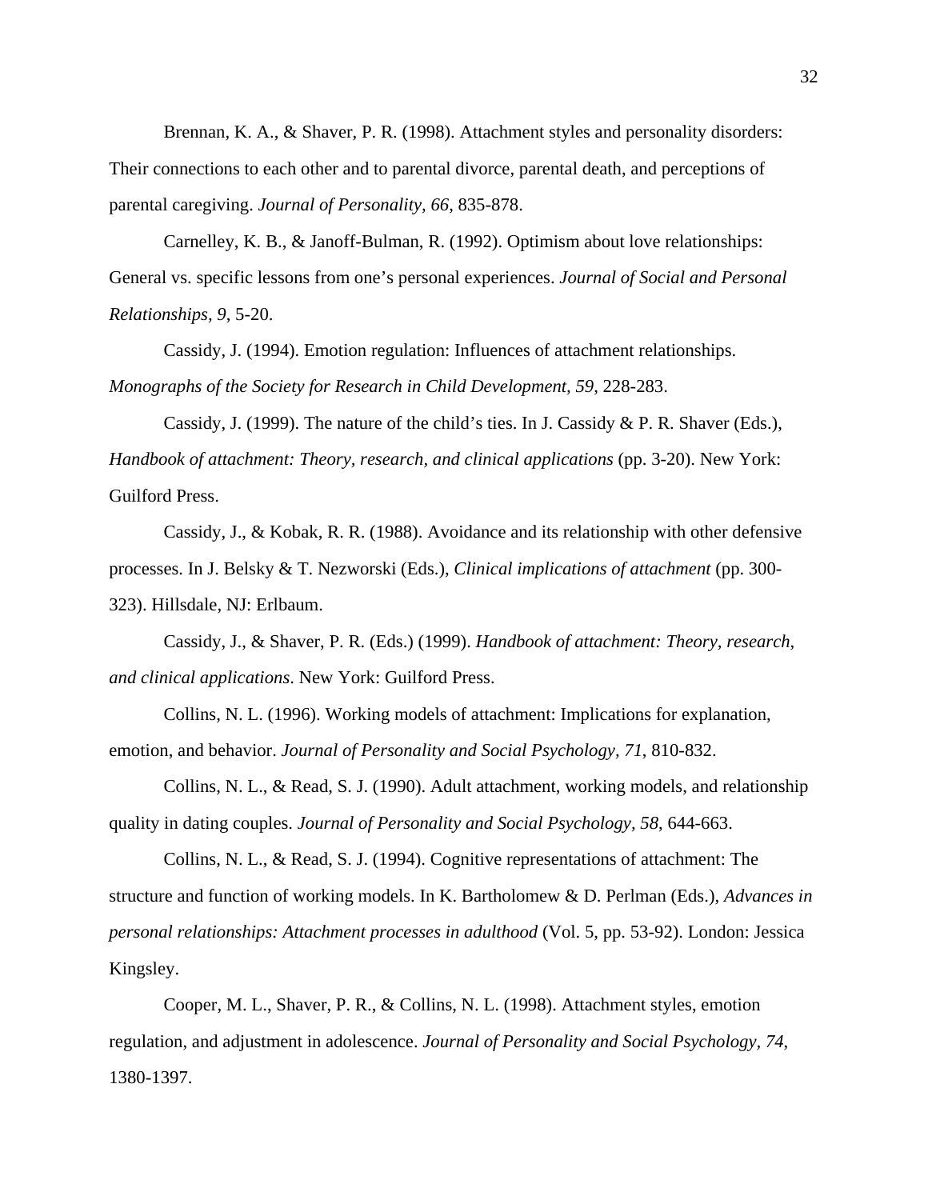Brennan, K. A., & Shaver, P. R. (1998). Attachment styles and personality disorders: Their connections to each other and to parental divorce, parental death, and perceptions of parental caregiving. *Journal of Personality, 66*, 835-878.

Carnelley, K. B., & Janoff-Bulman, R. (1992). Optimism about love relationships: General vs. specific lessons from one's personal experiences. *Journal of Social and Personal Relationships, 9*, 5-20.

Cassidy, J. (1994). Emotion regulation: Influences of attachment relationships. *Monographs of the Society for Research in Child Development, 59*, 228-283.

Cassidy, J. (1999). The nature of the child's ties. In J. Cassidy & P. R. Shaver (Eds.), *Handbook of attachment: Theory, research, and clinical applications* (pp. 3-20). New York: Guilford Press.

Cassidy, J., & Kobak, R. R. (1988). Avoidance and its relationship with other defensive processes. In J. Belsky & T. Nezworski (Eds.), *Clinical implications of attachment* (pp. 300-323). Hillsdale, NJ: Erlbaum.

Cassidy, J., & Shaver, P. R. (Eds.) (1999). *Handbook of attachment: Theory, research, and clinical applications*. New York: Guilford Press.

Collins, N. L. (1996). Working models of attachment: Implications for explanation, emotion, and behavior. *Journal of Personality and Social Psychology, 71*, 810-832.

Collins, N. L., & Read, S. J. (1990). Adult attachment, working models, and relationship quality in dating couples. *Journal of Personality and Social Psychology, 58*, 644-663.

Collins, N. L., & Read, S. J. (1994). Cognitive representations of attachment: The structure and function of working models. In K. Bartholomew & D. Perlman (Eds.), *Advances in personal relationships: Attachment processes in adulthood* (Vol. 5, pp. 53-92). London: Jessica Kingsley.

Cooper, M. L., Shaver, P. R., & Collins, N. L. (1998). Attachment styles, emotion regulation, and adjustment in adolescence. *Journal of Personality and Social Psychology, 74*, 1380-1397.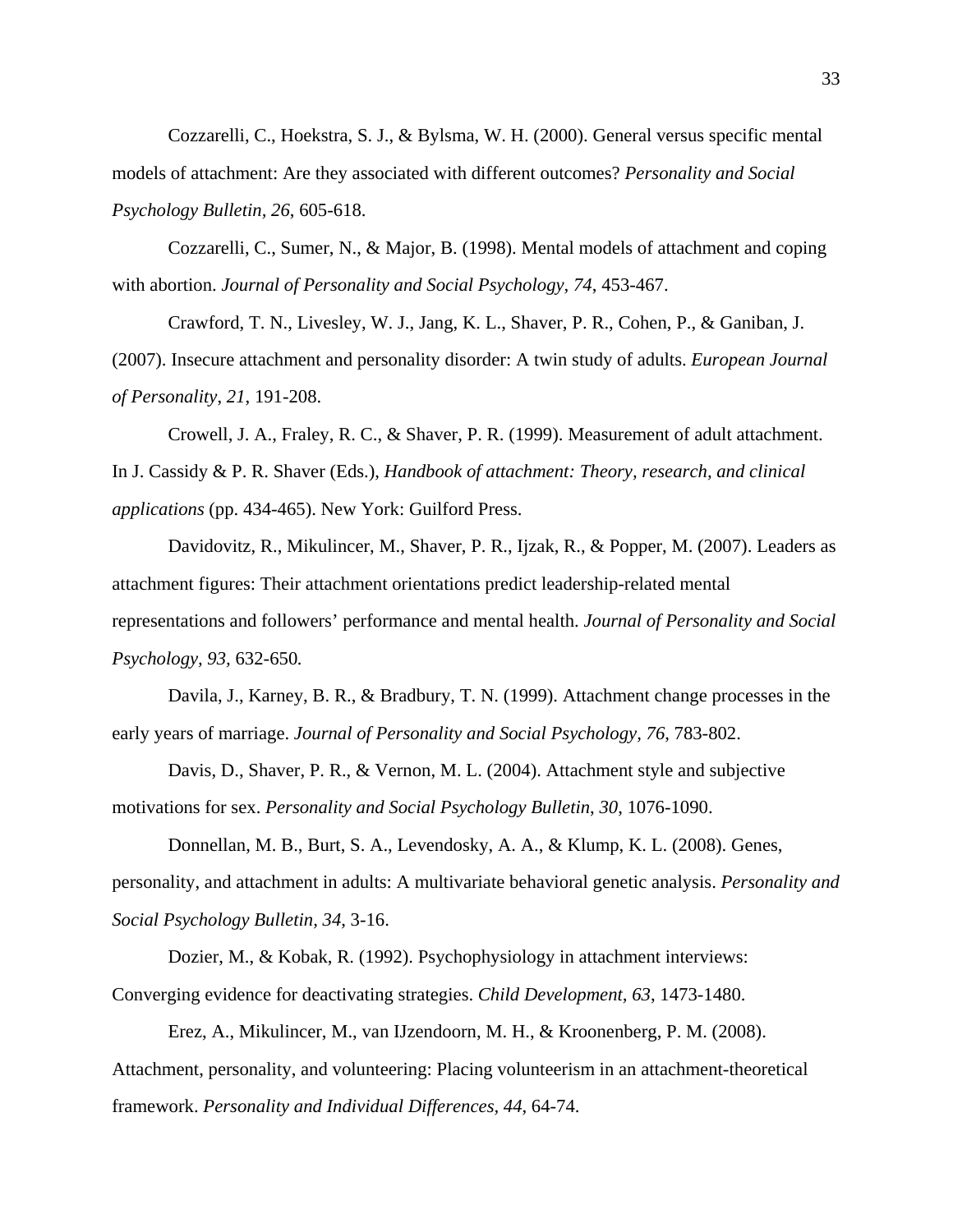Cozzarelli, C., Hoekstra, S. J., & Bylsma, W. H. (2000). General versus specific mental models of attachment: Are they associated with different outcomes? *Personality and Social Psychology Bulletin, 26*, 605-618.

Cozzarelli, C., Sumer, N., & Major, B. (1998). Mental models of attachment and coping with abortion. *Journal of Personality and Social Psychology, 74*, 453-467.

Crawford, T. N., Livesley, W. J., Jang, K. L., Shaver, P. R., Cohen, P., & Ganiban, J. (2007). Insecure attachment and personality disorder: A twin study of adults. *European Journal of Personality, 21*, 191-208.

Crowell, J. A., Fraley, R. C., & Shaver, P. R. (1999). Measurement of adult attachment. In J. Cassidy & P. R. Shaver (Eds.), *Handbook of attachment: Theory, research, and clinical applications* (pp. 434-465). New York: Guilford Press.

Davidovitz, R., Mikulincer, M., Shaver, P. R., Ijzak, R., & Popper, M. (2007). Leaders as attachment figures: Their attachment orientations predict leadership-related mental representations and followers' performance and mental health. *Journal of Personality and Social Psychology, 93*, 632-650.

Davila, J., Karney, B. R., & Bradbury, T. N. (1999). Attachment change processes in the early years of marriage. *Journal of Personality and Social Psychology, 76*, 783-802.

Davis, D., Shaver, P. R., & Vernon, M. L. (2004). Attachment style and subjective motivations for sex. *Personality and Social Psychology Bulletin, 30*, 1076-1090.

Donnellan, M. B., Burt, S. A., Levendosky, A. A., & Klump, K. L. (2008). Genes, personality, and attachment in adults: A multivariate behavioral genetic analysis. *Personality and Social Psychology Bulletin, 34*, 3-16.

Dozier, M., & Kobak, R. (1992). Psychophysiology in attachment interviews: Converging evidence for deactivating strategies. *Child Development, 63*, 1473-1480.

Erez, A., Mikulincer, M., van IJzendoorn, M. H., & Kroonenberg, P. M. (2008). Attachment, personality, and volunteering: Placing volunteerism in an attachment-theoretical framework. *Personality and Individual Differences, 44*, 64-74.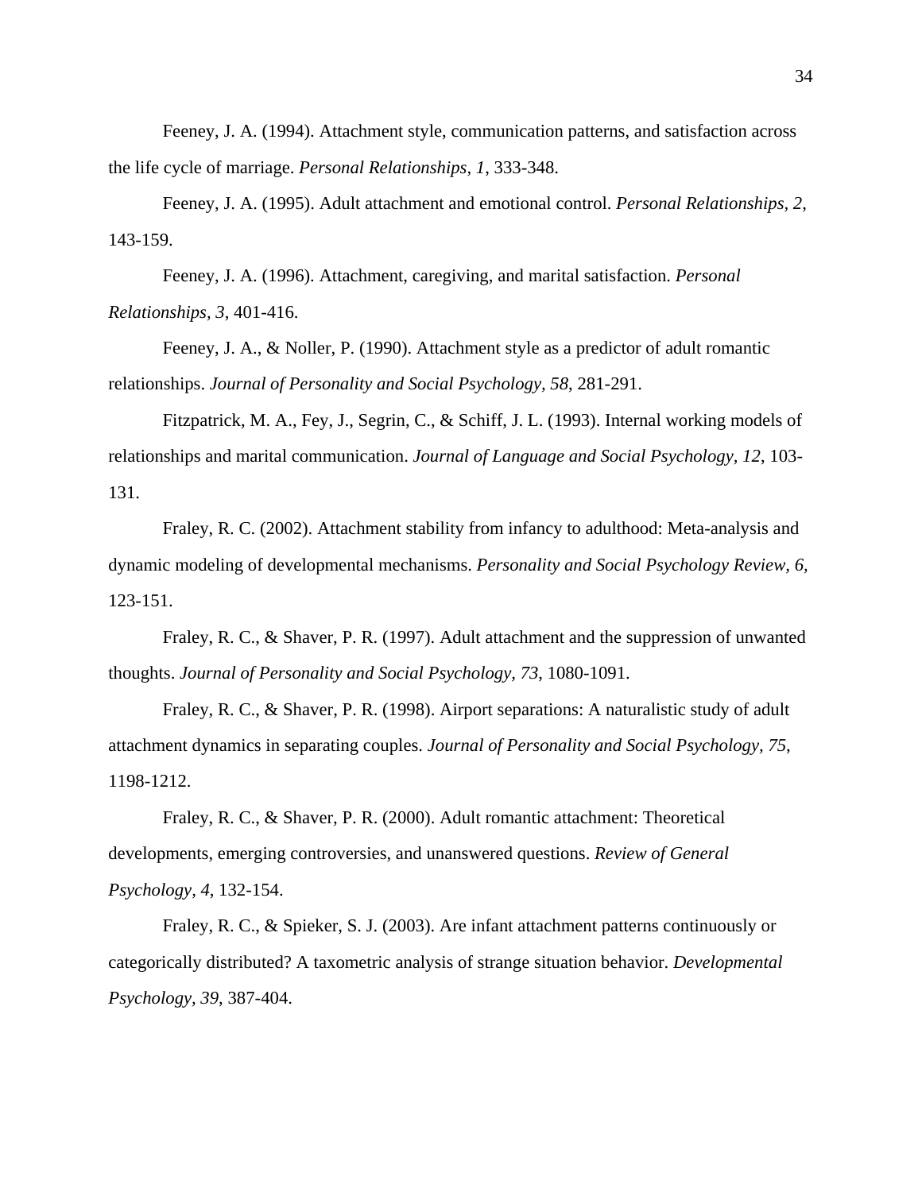Feeney, J. A. (1994). Attachment style, communication patterns, and satisfaction across the life cycle of marriage. *Personal Relationships, 1*, 333-348.

Feeney, J. A. (1995). Adult attachment and emotional control. *Personal Relationships, 2*, 143-159.

Feeney, J. A. (1996). Attachment, caregiving, and marital satisfaction. *Personal Relationships, 3*, 401-416.

Feeney, J. A., & Noller, P. (1990). Attachment style as a predictor of adult romantic relationships. *Journal of Personality and Social Psychology, 58*, 281-291.

Fitzpatrick, M. A., Fey, J., Segrin, C., & Schiff, J. L. (1993). Internal working models of relationships and marital communication. *Journal of Language and Social Psychology, 12*, 103-131.

Fraley, R. C. (2002). Attachment stability from infancy to adulthood: Meta-analysis and dynamic modeling of developmental mechanisms. *Personality and Social Psychology Review, 6,* 123-151.

Fraley, R. C., & Shaver, P. R. (1997). Adult attachment and the suppression of unwanted thoughts. *Journal of Personality and Social Psychology, 73,* 1080-1091.

Fraley, R. C., & Shaver, P. R. (1998). Airport separations: A naturalistic study of adult attachment dynamics in separating couples. *Journal of Personality and Social Psychology, 75*, 1198-1212.

Fraley, R. C., & Shaver, P. R. (2000). Adult romantic attachment: Theoretical developments, emerging controversies, and unanswered questions. *Review of General Psychology, 4*, 132-154.

Fraley, R. C., & Spieker, S. J. (2003). Are infant attachment patterns continuously or categorically distributed? A taxometric analysis of strange situation behavior. *Developmental Psychology, 39*, 387-404.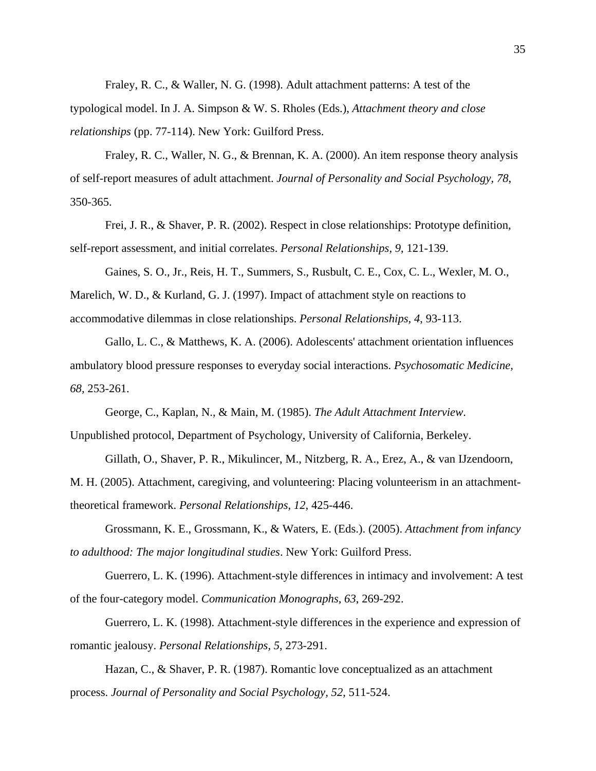Fraley, R. C., & Waller, N. G. (1998). Adult attachment patterns: A test of the typological model. In J. A. Simpson & W. S. Rholes (Eds.), *Attachment theory and close relationships* (pp. 77-114). New York: Guilford Press.

Fraley, R. C., Waller, N. G., & Brennan, K. A. (2000). An item response theory analysis of self-report measures of adult attachment. *Journal of Personality and Social Psychology, 78*, 350-365.

Frei, J. R., & Shaver, P. R. (2002). Respect in close relationships: Prototype definition, self-report assessment, and initial correlates. *Personal Relationships, 9*, 121-139.

Gaines, S. O., Jr., Reis, H. T., Summers, S., Rusbult, C. E., Cox, C. L., Wexler, M. O., Marelich, W. D., & Kurland, G. J. (1997). Impact of attachment style on reactions to accommodative dilemmas in close relationships. *Personal Relationships, 4*, 93-113.

Gallo, L. C., & Matthews, K. A. (2006). Adolescents' attachment orientation influences ambulatory blood pressure responses to everyday social interactions. *Psychosomatic Medicine, 68*, 253-261.

George, C., Kaplan, N., & Main, M. (1985). *The Adult Attachment Interview*. Unpublished protocol, Department of Psychology, University of California, Berkeley.

Gillath, O., Shaver, P. R., Mikulincer, M., Nitzberg, R. A., Erez, A., & van IJzendoorn, M. H. (2005). Attachment, caregiving, and volunteering: Placing volunteerism in an attachment-theoretical framework. *Personal Relationships, 12*, 425-446.

Grossmann, K. E., Grossmann, K., & Waters, E. (Eds.). (2005). *Attachment from infancy to adulthood: The major longitudinal studies*. New York: Guilford Press.

Guerrero, L. K. (1996). Attachment-style differences in intimacy and involvement: A test of the four-category model. *Communication Monographs, 63*, 269-292.

Guerrero, L. K. (1998). Attachment-style differences in the experience and expression of romantic jealousy. *Personal Relationships, 5*, 273-291.

Hazan, C., & Shaver, P. R. (1987). Romantic love conceptualized as an attachment process. *Journal of Personality and Social Psychology, 52*, 511-524.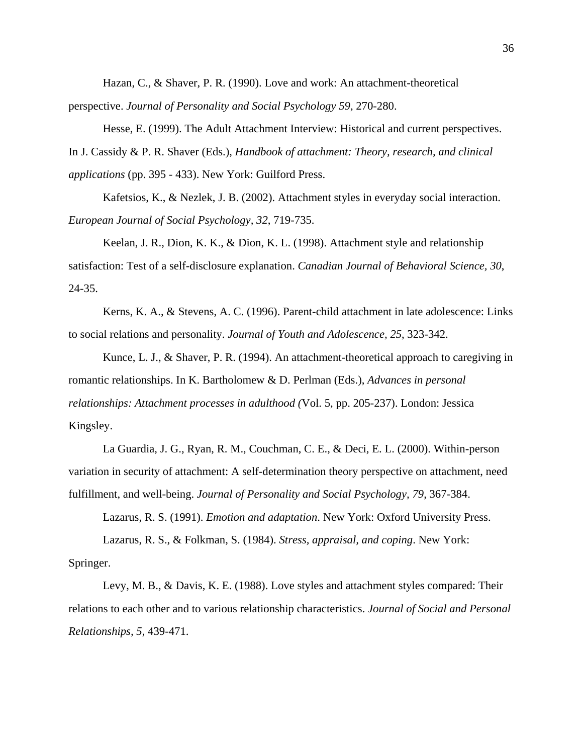Hazan, C., & Shaver, P. R. (1990). Love and work: An attachment-theoretical perspective. *Journal of Personality and Social Psychology 59*, 270-280.

Hesse, E. (1999). The Adult Attachment Interview: Historical and current perspectives. In J. Cassidy & P. R. Shaver (Eds.), *Handbook of attachment: Theory, research, and clinical applications* (pp. 395 - 433). New York: Guilford Press.

Kafetsios, K., & Nezlek, J. B. (2002). Attachment styles in everyday social interaction. *European Journal of Social Psychology, 32*, 719-735.

Keelan, J. R., Dion, K. K., & Dion, K. L. (1998). Attachment style and relationship satisfaction: Test of a self-disclosure explanation. *Canadian Journal of Behavioral Science, 30*, 24-35.

Kerns, K. A., & Stevens, A. C. (1996). Parent-child attachment in late adolescence: Links to social relations and personality. *Journal of Youth and Adolescence, 25*, 323-342.

Kunce, L. J., & Shaver, P. R. (1994). An attachment-theoretical approach to caregiving in romantic relationships. In K. Bartholomew & D. Perlman (Eds.), *Advances in personal relationships: Attachment processes in adulthood (*Vol. 5, pp. 205-237). London: Jessica Kingsley.

La Guardia, J. G., Ryan, R. M., Couchman, C. E., & Deci, E. L. (2000). Within-person variation in security of attachment: A self-determination theory perspective on attachment, need fulfillment, and well-being. *Journal of Personality and Social Psychology, 79*, 367-384.

Lazarus, R. S. (1991). *Emotion and adaptation*. New York: Oxford University Press.

Lazarus, R. S., & Folkman, S. (1984). *Stress, appraisal, and coping*. New York: Springer.

Levy, M. B., & Davis, K. E. (1988). Love styles and attachment styles compared: Their relations to each other and to various relationship characteristics. *Journal of Social and Personal Relationships, 5*, 439-471.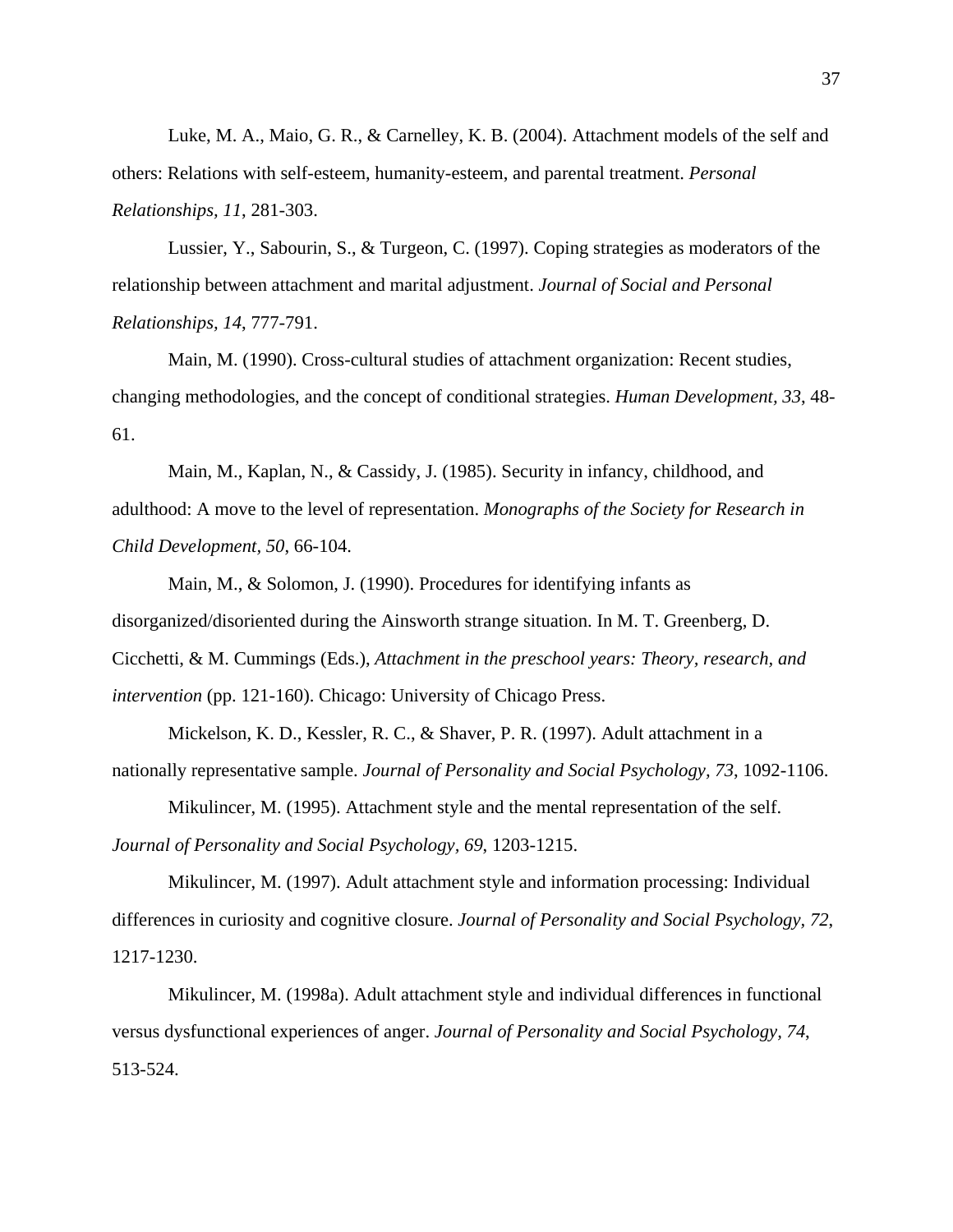Luke, M. A., Maio, G. R., & Carnelley, K. B. (2004). Attachment models of the self and others: Relations with self-esteem, humanity-esteem, and parental treatment. *Personal Relationships, 11*, 281-303.

Lussier, Y., Sabourin, S., & Turgeon, C. (1997). Coping strategies as moderators of the relationship between attachment and marital adjustment. *Journal of Social and Personal Relationships, 14*, 777-791.

Main, M. (1990). Cross-cultural studies of attachment organization: Recent studies, changing methodologies, and the concept of conditional strategies. *Human Development, 33*, 48-61.

Main, M., Kaplan, N., & Cassidy, J. (1985). Security in infancy, childhood, and adulthood: A move to the level of representation. *Monographs of the Society for Research in Child Development, 50*, 66-104.

Main, M., & Solomon, J. (1990). Procedures for identifying infants as disorganized/disoriented during the Ainsworth strange situation. In M. T. Greenberg, D. Cicchetti, & M. Cummings (Eds.), *Attachment in the preschool years: Theory, research, and intervention* (pp. 121-160). Chicago: University of Chicago Press.

Mickelson, K. D., Kessler, R. C., & Shaver, P. R. (1997). Adult attachment in a nationally representative sample. *Journal of Personality and Social Psychology, 73*, 1092-1106.

Mikulincer, M. (1995). Attachment style and the mental representation of the self. *Journal of Personality and Social Psychology, 69*, 1203-1215.

Mikulincer, M. (1997). Adult attachment style and information processing: Individual differences in curiosity and cognitive closure. *Journal of Personality and Social Psychology, 72*, 1217-1230.

Mikulincer, M. (1998a). Adult attachment style and individual differences in functional versus dysfunctional experiences of anger. *Journal of Personality and Social Psychology, 74*, 513-524.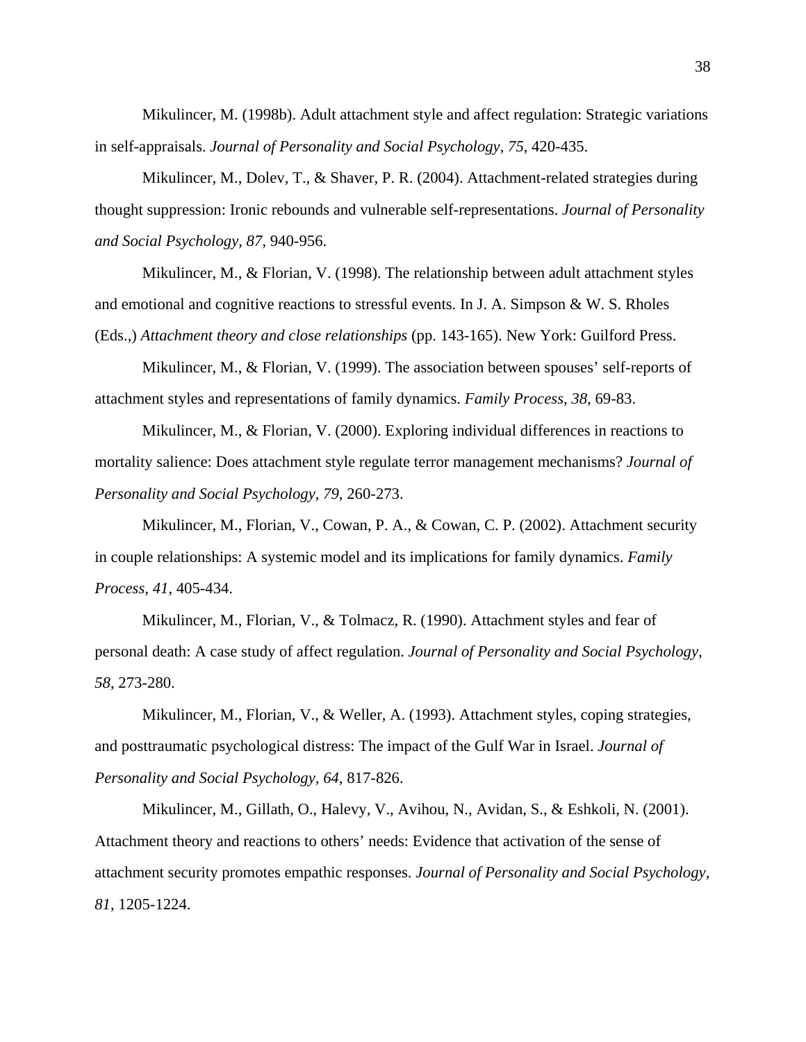Mikulincer, M. (1998b). Adult attachment style and affect regulation: Strategic variations in self-appraisals. *Journal of Personality and Social Psychology*, *75*, 420-435.

Mikulincer, M., Dolev, T., & Shaver, P. R. (2004). Attachment-related strategies during thought suppression: Ironic rebounds and vulnerable self-representations. *Journal of Personality and Social Psychology, 87*, 940-956.

Mikulincer, M., & Florian, V. (1998). The relationship between adult attachment styles and emotional and cognitive reactions to stressful events. In J. A. Simpson & W. S. Rholes (Eds.,) *Attachment theory and close relationships* (pp. 143-165). New York: Guilford Press.

Mikulincer, M., & Florian, V. (1999). The association between spouses' self-reports of attachment styles and representations of family dynamics. *Family Process, 38*, 69-83.

Mikulincer, M., & Florian, V. (2000). Exploring individual differences in reactions to mortality salience: Does attachment style regulate terror management mechanisms? *Journal of Personality and Social Psychology, 79*, 260-273.

Mikulincer, M., Florian, V., Cowan, P. A., & Cowan, C. P. (2002). Attachment security in couple relationships: A systemic model and its implications for family dynamics. *Family Process*, *41*, 405-434.

Mikulincer, M., Florian, V., & Tolmacz, R. (1990). Attachment styles and fear of personal death: A case study of affect regulation. *Journal of Personality and Social Psychology*, *58*, 273-280.

Mikulincer, M., Florian, V., & Weller, A. (1993). Attachment styles, coping strategies, and posttraumatic psychological distress: The impact of the Gulf War in Israel. *Journal of Personality and Social Psychology*, *64*, 817-826.

Mikulincer, M., Gillath, O., Halevy, V., Avihou, N., Avidan, S., & Eshkoli, N. (2001). Attachment theory and reactions to others' needs: Evidence that activation of the sense of attachment security promotes empathic responses. *Journal of Personality and Social Psychology*, *81*, 1205-1224.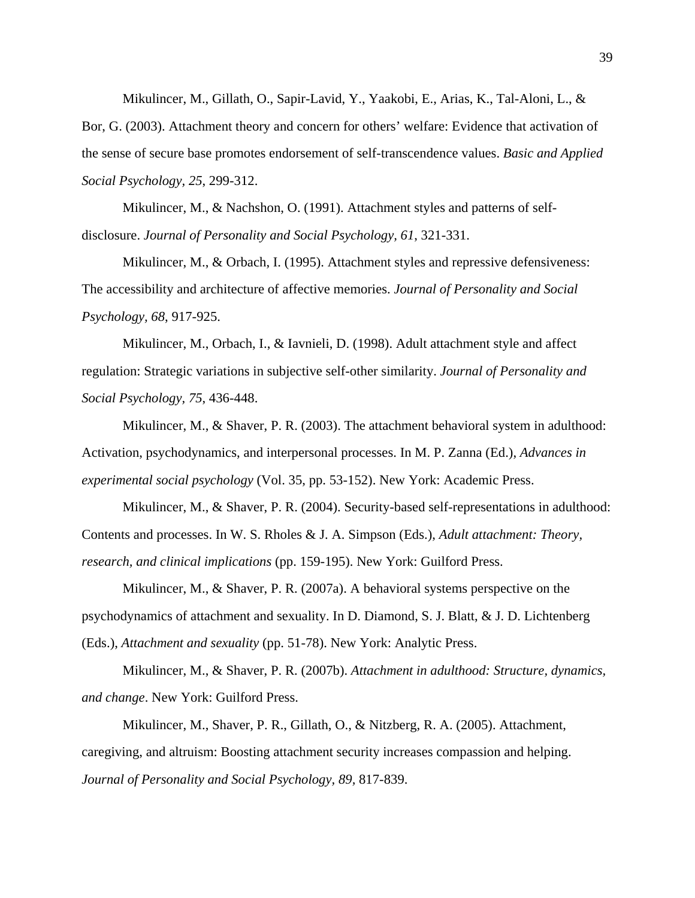Mikulincer, M., Gillath, O., Sapir-Lavid, Y., Yaakobi, E., Arias, K., Tal-Aloni, L., & Bor, G. (2003). Attachment theory and concern for others' welfare: Evidence that activation of the sense of secure base promotes endorsement of self-transcendence values. *Basic and Applied Social Psychology, 25*, 299-312.

Mikulincer, M., & Nachshon, O. (1991). Attachment styles and patterns of self-disclosure. *Journal of Personality and Social Psychology, 61*, 321-331.

Mikulincer, M., & Orbach, I. (1995). Attachment styles and repressive defensiveness: The accessibility and architecture of affective memories. *Journal of Personality and Social Psychology, 68*, 917-925.

Mikulincer, M., Orbach, I., & Iavnieli, D. (1998). Adult attachment style and affect regulation: Strategic variations in subjective self-other similarity. *Journal of Personality and Social Psychology, 75*, 436-448.

Mikulincer, M., & Shaver, P. R. (2003). The attachment behavioral system in adulthood: Activation, psychodynamics, and interpersonal processes. In M. P. Zanna (Ed.), *Advances in experimental social psychology* (Vol. 35, pp. 53-152). New York: Academic Press.

Mikulincer, M., & Shaver, P. R. (2004). Security-based self-representations in adulthood: Contents and processes. In W. S. Rholes & J. A. Simpson (Eds.), *Adult attachment: Theory, research, and clinical implications* (pp. 159-195). New York: Guilford Press.

Mikulincer, M., & Shaver, P. R. (2007a). A behavioral systems perspective on the psychodynamics of attachment and sexuality. In D. Diamond, S. J. Blatt, & J. D. Lichtenberg (Eds.), *Attachment and sexuality* (pp. 51-78). New York: Analytic Press.

Mikulincer, M., & Shaver, P. R. (2007b). *Attachment in adulthood: Structure, dynamics, and change*. New York: Guilford Press.

Mikulincer, M., Shaver, P. R., Gillath, O., & Nitzberg, R. A. (2005). Attachment, caregiving, and altruism: Boosting attachment security increases compassion and helping. *Journal of Personality and Social Psychology, 89*, 817-839.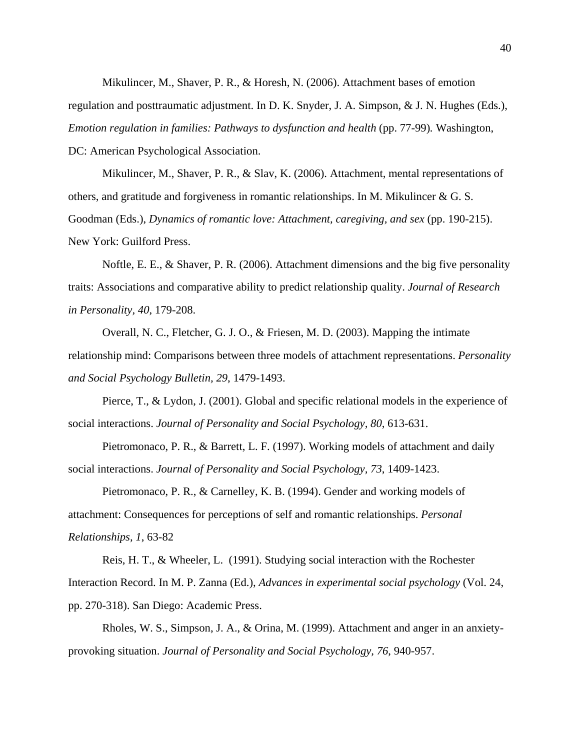Mikulincer, M., Shaver, P. R., & Horesh, N. (2006). Attachment bases of emotion regulation and posttraumatic adjustment. In D. K. Snyder, J. A. Simpson, & J. N. Hughes (Eds.), *Emotion regulation in families: Pathways to dysfunction and health* (pp. 77-99)*.* Washington, DC: American Psychological Association.

Mikulincer, M., Shaver, P. R., & Slav, K. (2006). Attachment, mental representations of others, and gratitude and forgiveness in romantic relationships. In M. Mikulincer & G. S. Goodman (Eds.), *Dynamics of romantic love: Attachment, caregiving, and sex* (pp. 190-215). New York: Guilford Press.

Noftle, E. E., & Shaver, P. R. (2006). Attachment dimensions and the big five personality traits: Associations and comparative ability to predict relationship quality. *Journal of Research in Personality, 40*, 179-208.

Overall, N. C., Fletcher, G. J. O., & Friesen, M. D. (2003). Mapping the intimate relationship mind: Comparisons between three models of attachment representations. *Personality and Social Psychology Bulletin, 29*, 1479-1493.

Pierce, T., & Lydon, J. (2001). Global and specific relational models in the experience of social interactions. *Journal of Personality and Social Psychology, 80*, 613-631.

Pietromonaco, P. R., & Barrett, L. F. (1997). Working models of attachment and daily social interactions. *Journal of Personality and Social Psychology, 73*, 1409-1423.

Pietromonaco, P. R., & Carnelley, K. B. (1994). Gender and working models of attachment: Consequences for perceptions of self and romantic relationships. *Personal Relationships, 1*, 63-82

Reis, H. T., & Wheeler, L. (1991). Studying social interaction with the Rochester Interaction Record. In M. P. Zanna (Ed.), *Advances in experimental social psychology* (Vol. 24, pp. 270-318). San Diego: Academic Press.

Rholes, W. S., Simpson, J. A., & Orina, M. (1999). Attachment and anger in an anxiety-provoking situation. *Journal of Personality and Social Psychology, 76*, 940-957.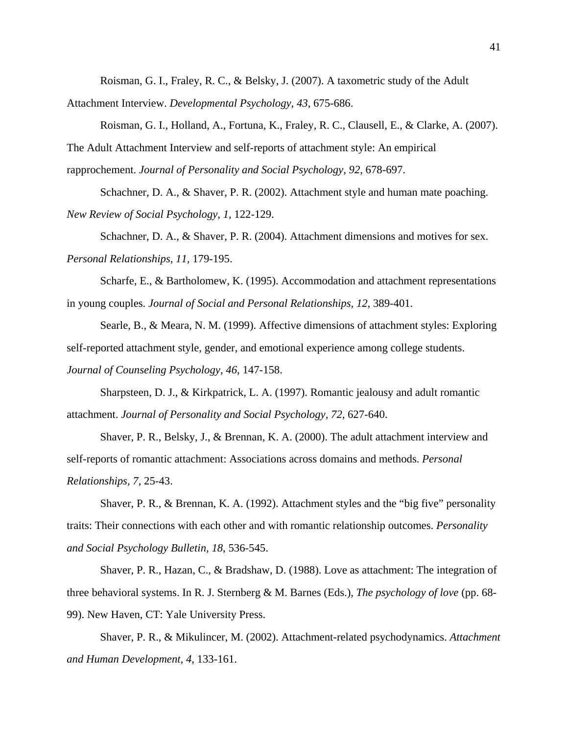Roisman, G. I., Fraley, R. C., & Belsky, J. (2007). A taxometric study of the Adult Attachment Interview. *Developmental Psychology, 43*, 675-686.

Roisman, G. I., Holland, A., Fortuna, K., Fraley, R. C., Clausell, E., & Clarke, A. (2007). The Adult Attachment Interview and self-reports of attachment style: An empirical rapprochement. *Journal of Personality and Social Psychology, 92*, 678-697.

Schachner, D. A., & Shaver, P. R. (2002). Attachment style and human mate poaching. *New Review of Social Psychology, 1,* 122-129.

Schachner, D. A., & Shaver, P. R. (2004). Attachment dimensions and motives for sex. *Personal Relationships, 11*, 179-195.

Scharfe, E., & Bartholomew, K. (1995). Accommodation and attachment representations in young couples. *Journal of Social and Personal Relationships*, *12*, 389-401.

Searle, B., & Meara, N. M. (1999). Affective dimensions of attachment styles: Exploring self-reported attachment style, gender, and emotional experience among college students. *Journal of Counseling Psychology, 46*, 147-158.

Sharpsteen, D. J., & Kirkpatrick, L. A. (1997). Romantic jealousy and adult romantic attachment. *Journal of Personality and Social Psychology, 72*, 627-640.

Shaver, P. R., Belsky, J., & Brennan, K. A. (2000). The adult attachment interview and self-reports of romantic attachment: Associations across domains and methods. *Personal Relationships, 7*, 25-43.

Shaver, P. R., & Brennan, K. A. (1992). Attachment styles and the "big five" personality traits: Their connections with each other and with romantic relationship outcomes. *Personality and Social Psychology Bulletin, 18*, 536-545.

Shaver, P. R., Hazan, C., & Bradshaw, D. (1988). Love as attachment: The integration of three behavioral systems. In R. J. Sternberg & M. Barnes (Eds.), *The psychology of love* (pp. 68-99). New Haven, CT: Yale University Press.

Shaver, P. R., & Mikulincer, M. (2002). Attachment-related psychodynamics. *Attachment and Human Development, 4*, 133-161.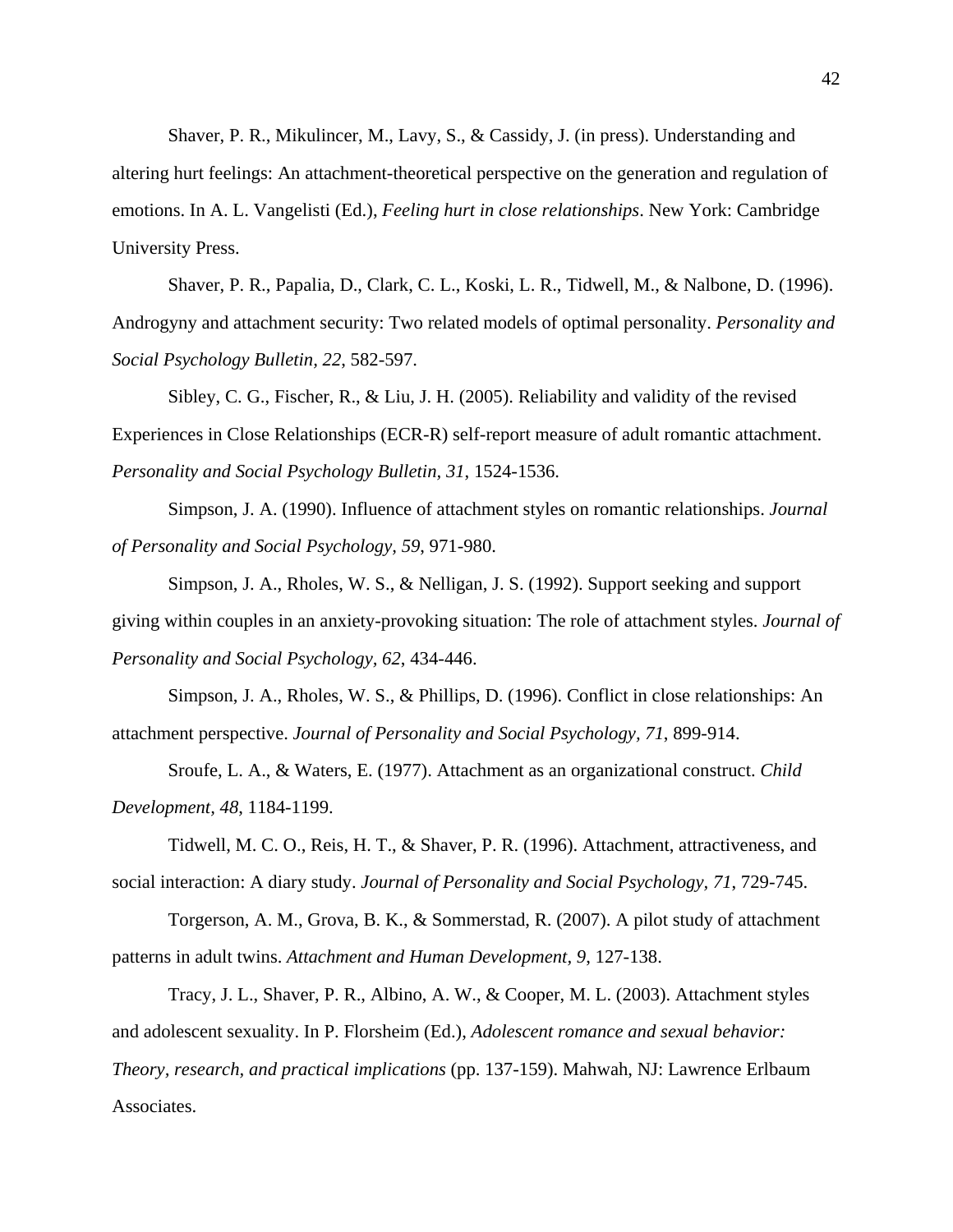Shaver, P. R., Mikulincer, M., Lavy, S., & Cassidy, J. (in press). Understanding and altering hurt feelings: An attachment-theoretical perspective on the generation and regulation of emotions. In A. L. Vangelisti (Ed.), *Feeling hurt in close relationships*. New York: Cambridge University Press.

Shaver, P. R., Papalia, D., Clark, C. L., Koski, L. R., Tidwell, M., & Nalbone, D. (1996). Androgyny and attachment security: Two related models of optimal personality. *Personality and Social Psychology Bulletin, 22*, 582-597.

Sibley, C. G., Fischer, R., & Liu, J. H. (2005). Reliability and validity of the revised Experiences in Close Relationships (ECR-R) self-report measure of adult romantic attachment. *Personality and Social Psychology Bulletin, 31*, 1524-1536.

Simpson, J. A. (1990). Influence of attachment styles on romantic relationships. *Journal of Personality and Social Psychology, 59*, 971-980.

Simpson, J. A., Rholes, W. S., & Nelligan, J. S. (1992). Support seeking and support giving within couples in an anxiety-provoking situation: The role of attachment styles. *Journal of Personality and Social Psychology, 62*, 434-446.

Simpson, J. A., Rholes, W. S., & Phillips, D. (1996). Conflict in close relationships: An attachment perspective. *Journal of Personality and Social Psychology, 71*, 899-914.

Sroufe, L. A., & Waters, E. (1977). Attachment as an organizational construct. *Child Development, 48*, 1184-1199.

Tidwell, M. C. O., Reis, H. T., & Shaver, P. R. (1996). Attachment, attractiveness, and social interaction: A diary study. *Journal of Personality and Social Psychology, 71*, 729-745.

Torgerson, A. M., Grova, B. K., & Sommerstad, R. (2007). A pilot study of attachment patterns in adult twins. *Attachment and Human Development, 9*, 127-138.

Tracy, J. L., Shaver, P. R., Albino, A. W., & Cooper, M. L. (2003). Attachment styles and adolescent sexuality. In P. Florsheim (Ed.), *Adolescent romance and sexual behavior: Theory, research, and practical implications* (pp. 137-159). Mahwah, NJ: Lawrence Erlbaum Associates.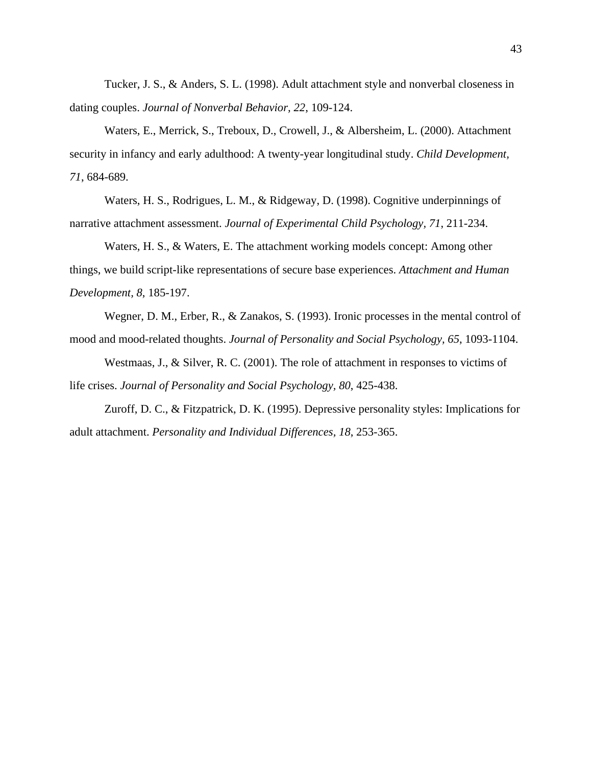Tucker, J. S., & Anders, S. L. (1998). Adult attachment style and nonverbal closeness in dating couples. *Journal of Nonverbal Behavior, 22*, 109-124.

Waters, E., Merrick, S., Treboux, D., Crowell, J., & Albersheim, L. (2000). Attachment security in infancy and early adulthood: A twenty-year longitudinal study. *Child Development, 71*, 684-689.

Waters, H. S., Rodrigues, L. M., & Ridgeway, D. (1998). Cognitive underpinnings of narrative attachment assessment. *Journal of Experimental Child Psychology, 71*, 211-234.

Waters, H. S., & Waters, E. The attachment working models concept: Among other things, we build script-like representations of secure base experiences. *Attachment and Human Development, 8*, 185-197.

Wegner, D. M., Erber, R., & Zanakos, S. (1993). Ironic processes in the mental control of mood and mood-related thoughts. *Journal of Personality and Social Psychology, 65*, 1093-1104.

Westmaas, J., & Silver, R. C. (2001). The role of attachment in responses to victims of life crises. *Journal of Personality and Social Psychology, 80*, 425-438.

Zuroff, D. C., & Fitzpatrick, D. K. (1995). Depressive personality styles: Implications for adult attachment. *Personality and Individual Differences, 18*, 253-365.